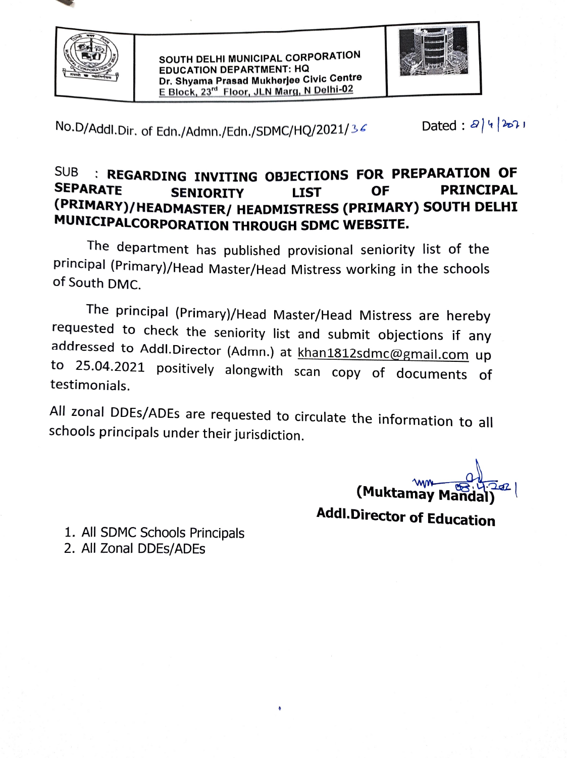SOUTH DELHI MUNICIPAL CORPORATION
EDUCATION DEPARTMENT: HQ
Dr. Shyama Prasad Mukherjee Civic Centre
E Block, 23rd Floor, JLN Marg, N Delhi-02

No.D/Addl.Dir. of Edn./Admn./Edn./SDMC/HQ/2021/36 Dated : 8/4/2021

**SUB : REGARDING INVITING OBJECTIONS FOR PREPARATION OF SEPARATE SENIORITY LIST OF PRINCIPAL (PRIMARY)/HEADMASTER/ HEADMISTRESS (PRIMARY) SOUTH DELHI MUNICIPALCORPORATION THROUGH SDMC WEBSITE.**

The department has published provisional seniority list of the principal (Primary)/Head Master/Head Mistress working in the schools of South DMC.

The principal (Primary)/Head Master/Head Mistress are hereby requested to check the seniority list and submit objections if any addressed to Addl.Director (Admn.) at khan1812sdmc@gmail.com up to 25.04.2021 positively alongwith scan copy of documents of testimonials.

All zonal DDEs/ADEs are requested to circulate the information to all schools principals under their jurisdiction.

08.4.2021

**(Muktamay Mandal)**
**Addl.Director of Education**

1. All SDMC Schools Principals
2. All Zonal DDEs/ADEs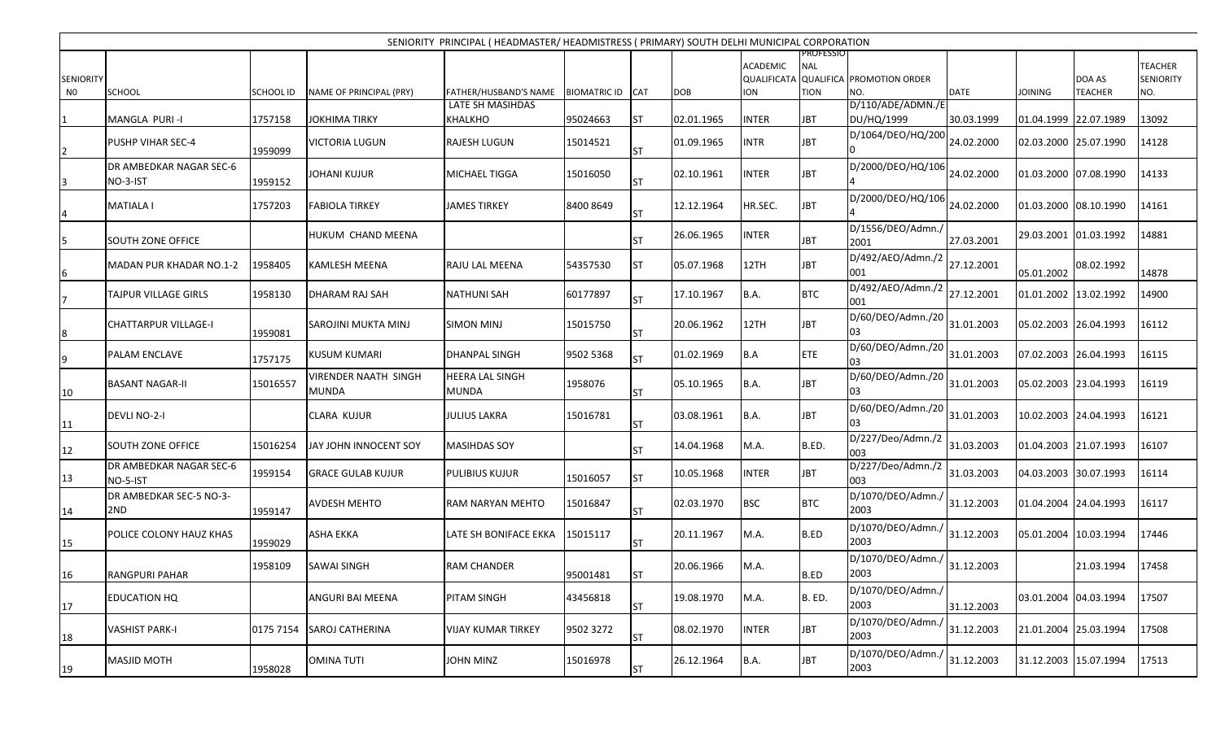SENIORITY PRINCIPAL ( HEADMASTER/ HEADMISTRESS ( PRIMARY) SOUTH DELHI MUNICIPAL CORPORATION

| SENIORITY N0 | SCHOOL | SCHOOL ID | NAME OF PRINCIPAL (PRY) | FATHER/HUSBAND'S NAME | BIOMATRIC ID | CAT | DOB | ACADEMIC QUALIFICATION | PROFESSIONAL QUALIFICATION | PROMOTION ORDER NO. | DATE | JOINING | DOA AS TEACHER | TEACHER SENIORITY NO. |
|---|---|---|---|---|---|---|---|---|---|---|---|---|---|---|
| 1 | MANGLA PURI -I | 1757158 | JOKHIMA TIRKY | LATE SH MASIHDAS KHALKHO | 95024663 | ST | 02.01.1965 | INTER | JBT | D/110/ADE/ADMN./EDU/HQ/1999 | 30.03.1999 | 01.04.1999 | 22.07.1989 | 13092 |
| 2 | PUSHP VIHAR SEC-4 | 1959099 | VICTORIA LUGUN | RAJESH LUGUN | 15014521 | ST | 01.09.1965 | INTR | JBT | D/1064/DEO/HQ/2000 | 24.02.2000 | 02.03.2000 | 25.07.1990 | 14128 |
| 3 | DR AMBEDKAR NAGAR SEC-6 NO-3-IST | 1959152 | JOHANI KUJUR | MICHAEL TIGGA | 15016050 | ST | 02.10.1961 | INTER | JBT | D/2000/DEO/HQ/1064 | 24.02.2000 | 01.03.2000 | 07.08.1990 | 14133 |
| 4 | MATIALA I | 1757203 | FABIOLA TIRKEY | JAMES TIRKEY | 8400 8649 | ST | 12.12.1964 | HR.SEC. | JBT | D/2000/DEO/HQ/1064 | 24.02.2000 | 01.03.2000 | 08.10.1990 | 14161 |
| 5 | SOUTH ZONE OFFICE | | HUKUM CHAND MEENA | | | ST | 26.06.1965 | INTER | JBT | D/1556/DEO/Admn./2001 | 27.03.2001 | 29.03.2001 | 01.03.1992 | 14881 |
| 6 | MADAN PUR KHADAR NO.1-2 | 1958405 | KAMLESH MEENA | RAJU LAL MEENA | 54357530 | ST | 05.07.1968 | 12TH | JBT | D/492/AEO/Admn./2001 | 27.12.2001 | 05.01.2002 | 08.02.1992 | 14878 |
| 7 | TAJPUR VILLAGE GIRLS | 1958130 | DHARAM RAJ SAH | NATHUNI SAH | 60177897 | ST | 17.10.1967 | B.A. | BTC | D/492/AEO/Admn./2001 | 27.12.2001 | 01.01.2002 | 13.02.1992 | 14900 |
| 8 | CHATTARPUR VILLAGE-I | 1959081 | SAROJINI MUKTA MINJ | SIMON MINJ | 15015750 | ST | 20.06.1962 | 12TH | JBT | D/60/DEO/Admn./2003 | 31.01.2003 | 05.02.2003 | 26.04.1993 | 16112 |
| 9 | PALAM ENCLAVE | 1757175 | KUSUM KUMARI | DHANPAL SINGH | 9502 5368 | ST | 01.02.1969 | B.A | ETE | D/60/DEO/Admn./2003 | 31.01.2003 | 07.02.2003 | 26.04.1993 | 16115 |
| 10 | BASANT NAGAR-II | 15016557 | VIRENDER NAATH SINGH MUNDA | HEERA LAL SINGH MUNDA | 1958076 | ST | 05.10.1965 | B.A. | JBT | D/60/DEO/Admn./2003 | 31.01.2003 | 05.02.2003 | 23.04.1993 | 16119 |
| 11 | DEVLI NO-2-I | | CLARA KUJUR | JULIUS LAKRA | 15016781 | ST | 03.08.1961 | B.A. | JBT | D/60/DEO/Admn./2003 | 31.01.2003 | 10.02.2003 | 24.04.1993 | 16121 |
| 12 | SOUTH ZONE OFFICE | 15016254 | JAY JOHN INNOCENT SOY | MASIHDAS SOY | | ST | 14.04.1968 | M.A. | B.ED. | D/227/Deo/Admn./2003 | 31.03.2003 | 01.04.2003 | 21.07.1993 | 16107 |
| 13 | DR AMBEDKAR NAGAR SEC-6 NO-5-IST | 1959154 | GRACE GULAB KUJUR | PULIBIUS KUJUR | 15016057 | ST | 10.05.1968 | INTER | JBT | D/227/Deo/Admn./2003 | 31.03.2003 | 04.03.2003 | 30.07.1993 | 16114 |
| 14 | DR AMBEDKAR SEC-5 NO-3-2ND | 1959147 | AVDESH MEHTO | RAM NARYAN MEHTO | 15016847 | ST | 02.03.1970 | BSC | BTC | D/1070/DEO/Admn./2003 | 31.12.2003 | 01.04.2004 | 24.04.1993 | 16117 |
| 15 | POLICE COLONY HAUZ KHAS | 1959029 | ASHA EKKA | LATE SH BONIFACE EKKA | 15015117 | ST | 20.11.1967 | M.A. | B.ED | D/1070/DEO/Admn./2003 | 31.12.2003 | 05.01.2004 | 10.03.1994 | 17446 |
| 16 | RANGPURI PAHAR | 1958109 | SAWAI SINGH | RAM CHANDER | 95001481 | ST | 20.06.1966 | M.A. | B.ED | D/1070/DEO/Admn./2003 | 31.12.2003 | | 21.03.1994 | 17458 |
| 17 | EDUCATION HQ | | ANGURI BAI MEENA | PITAM SINGH | 43456818 | ST | 19.08.1970 | M.A. | B. ED. | D/1070/DEO/Admn./2003 | 31.12.2003 | 03.01.2004 | 04.03.1994 | 17507 |
| 18 | VASHIST PARK-I | 0175 7154 | SAROJ CATHERINA | VIJAY KUMAR TIRKEY | 9502 3272 | ST | 08.02.1970 | INTER | JBT | D/1070/DEO/Admn./2003 | 31.12.2003 | 21.01.2004 | 25.03.1994 | 17508 |
| 19 | MASJID MOTH | 1958028 | OMINA TUTI | JOHN MINZ | 15016978 | ST | 26.12.1964 | B.A. | JBT | D/1070/DEO/Admn./2003 | 31.12.2003 | 31.12.2003 | 15.07.1994 | 17513 |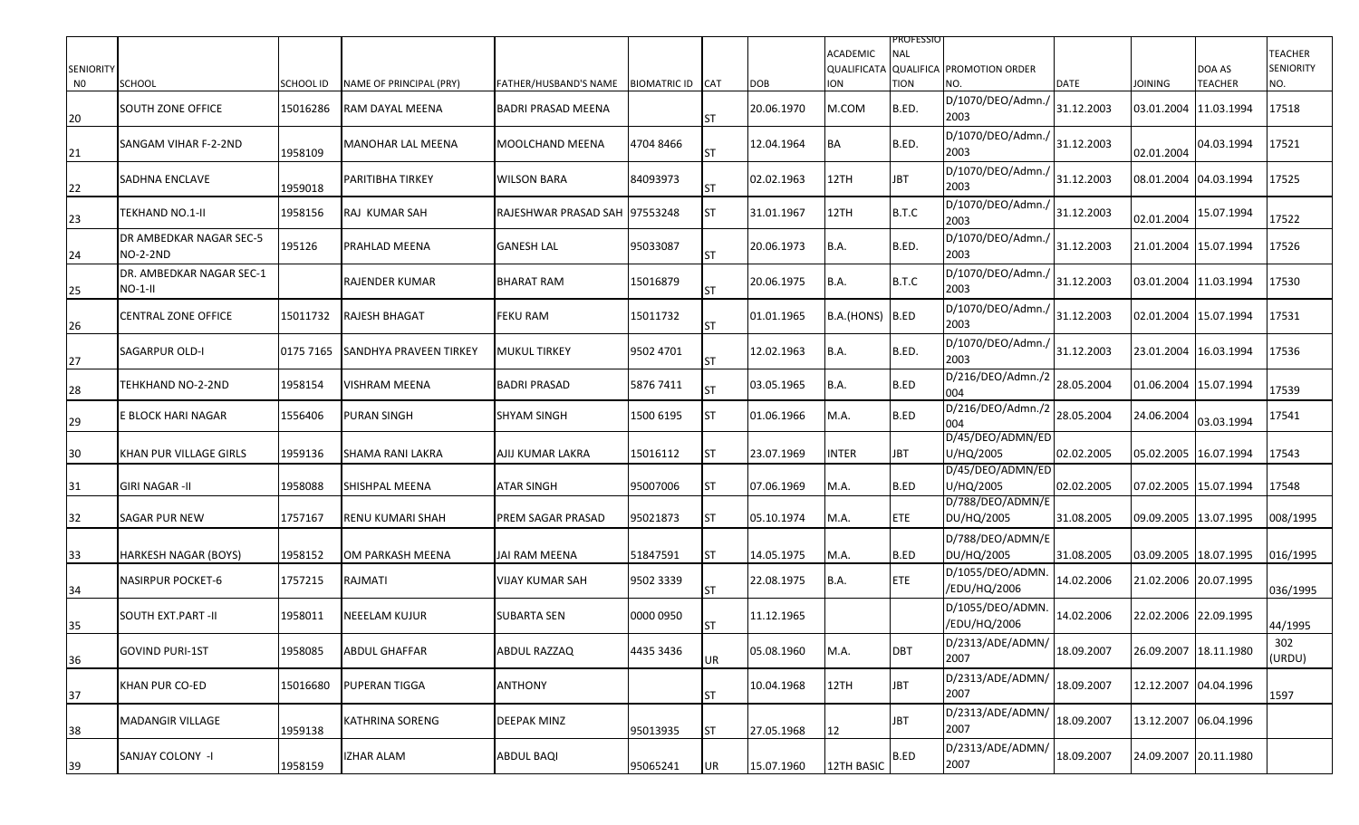| SENIORITY N0 | SCHOOL | SCHOOL ID | NAME OF PRINCIPAL (PRY) | FATHER/HUSBAND'S NAME | BIOMATRIC ID | CAT | DOB | ACADEMIC QUALIFICATA ION | PROFESSIONAL QUALIFICA TION | PROMOTION ORDER NO. | DATE | JOINING | DOA AS TEACHER | TEACHER SENIORITY NO. |
|---|---|---|---|---|---|---|---|---|---|---|---|---|---|---|
| 20 | SOUTH ZONE OFFICE | 15016286 | RAM DAYAL MEENA | BADRI PRASAD MEENA | | ST | 20.06.1970 | M.COM | B.ED. | D/1070/DEO/Admn./2003 | 31.12.2003 | 03.01.2004 | 11.03.1994 | 17518 |
| 21 | SANGAM VIHAR F-2-2ND | 1958109 | MANOHAR LAL MEENA | MOOLCHAND MEENA | 4704 8466 | ST | 12.04.1964 | BA | B.ED. | D/1070/DEO/Admn./2003 | 31.12.2003 | 02.01.2004 | 04.03.1994 | 17521 |
| 22 | SADHNA ENCLAVE | 1959018 | PARITIBHA TIRKEY | WILSON BARA | 84093973 | ST | 02.02.1963 | 12TH | JBT | D/1070/DEO/Admn./2003 | 31.12.2003 | 08.01.2004 | 04.03.1994 | 17525 |
| 23 | TEKHAND NO.1-II | 1958156 | RAJ KUMAR SAH | RAJESHWAR PRASAD SAH | 97553248 | ST | 31.01.1967 | 12TH | B.T.C | D/1070/DEO/Admn./2003 | 31.12.2003 | 02.01.2004 | 15.07.1994 | 17522 |
| 24 | DR AMBEDKAR NAGAR SEC-5 NO-2-2ND | 195126 | PRAHLAD MEENA | GANESH LAL | 95033087 | ST | 20.06.1973 | B.A. | B.ED. | D/1070/DEO/Admn./2003 | 31.12.2003 | 21.01.2004 | 15.07.1994 | 17526 |
| 25 | DR. AMBEDKAR NAGAR SEC-1 NO-1-II | | RAJENDER KUMAR | BHARAT RAM | 15016879 | ST | 20.06.1975 | B.A. | B.T.C | D/1070/DEO/Admn./2003 | 31.12.2003 | 03.01.2004 | 11.03.1994 | 17530 |
| 26 | CENTRAL ZONE OFFICE | 15011732 | RAJESH BHAGAT | FEKU RAM | 15011732 | ST | 01.01.1965 | B.A.(HONS) | B.ED | D/1070/DEO/Admn./2003 | 31.12.2003 | 02.01.2004 | 15.07.1994 | 17531 |
| 27 | SAGARPUR OLD-I | 0175 7165 | SANDHYA PRAVEEN TIRKEY | MUKUL TIRKEY | 9502 4701 | ST | 12.02.1963 | B.A. | B.ED. | D/1070/DEO/Admn./2003 | 31.12.2003 | 23.01.2004 | 16.03.1994 | 17536 |
| 28 | TEHKHAND NO-2-2ND | 1958154 | VISHRAM MEENA | BADRI PRASAD | 5876 7411 | ST | 03.05.1965 | B.A. | B.ED | D/216/DEO/Admn./2004 | 28.05.2004 | 01.06.2004 | 15.07.1994 | 17539 |
| 29 | E BLOCK HARI NAGAR | 1556406 | PURAN SINGH | SHYAM SINGH | 1500 6195 | ST | 01.06.1966 | M.A. | B.ED | D/216/DEO/Admn./2004 | 28.05.2004 | 24.06.2004 | 03.03.1994 | 17541 |
| 30 | KHAN PUR VILLAGE GIRLS | 1959136 | SHAMA RANI LAKRA | AJIJ KUMAR LAKRA | 15016112 | ST | 23.07.1969 | INTER | JBT | D/45/DEO/ADMN/EDU/HQ/2005 | 02.02.2005 | 05.02.2005 | 16.07.1994 | 17543 |
| 31 | GIRI NAGAR -II | 1958088 | SHISHPAL MEENA | ATAR SINGH | 95007006 | ST | 07.06.1969 | M.A. | B.ED | D/45/DEO/ADMN/EDU/HQ/2005 | 02.02.2005 | 07.02.2005 | 15.07.1994 | 17548 |
| 32 | SAGAR PUR NEW | 1757167 | RENU KUMARI SHAH | PREM SAGAR PRASAD | 95021873 | ST | 05.10.1974 | M.A. | ETE | D/788/DEO/ADMN/EDU/HQ/2005 | 31.08.2005 | 09.09.2005 | 13.07.1995 | 008/1995 |
| 33 | HARKESH NAGAR (BOYS) | 1958152 | OM PARKASH MEENA | JAI RAM MEENA | 51847591 | ST | 14.05.1975 | M.A. | B.ED | D/788/DEO/ADMN/EDU/HQ/2005 | 31.08.2005 | 03.09.2005 | 18.07.1995 | 016/1995 |
| 34 | NASIRPUR POCKET-6 | 1757215 | RAJMATI | VIJAY KUMAR SAH | 9502 3339 | ST | 22.08.1975 | B.A. | ETE | D/1055/DEO/ADMN./EDU/HQ/2006 | 14.02.2006 | 21.02.2006 | 20.07.1995 | 036/1995 |
| 35 | SOUTH EXT.PART -II | 1958011 | NEEELAM KUJUR | SUBARTA SEN | 0000 0950 | ST | 11.12.1965 | | | D/1055/DEO/ADMN./EDU/HQ/2006 | 14.02.2006 | 22.02.2006 | 22.09.1995 | 44/1995 |
| 36 | GOVIND PURI-1ST | 1958085 | ABDUL GHAFFAR | ABDUL RAZZAQ | 4435 3436 | UR | 05.08.1960 | M.A. | DBT | D/2313/ADE/ADMN/2007 | 18.09.2007 | 26.09.2007 | 18.11.1980 | 302 (URDU) |
| 37 | KHAN PUR CO-ED | 15016680 | PUPERAN TIGGA | ANTHONY | | ST | 10.04.1968 | 12TH | JBT | D/2313/ADE/ADMN/2007 | 18.09.2007 | 12.12.2007 | 04.04.1996 | 1597 |
| 38 | MADANGIR VILLAGE | 1959138 | KATHRINA SORENG | DEEPAK MINZ | 95013935 | ST | 27.05.1968 | 12 | JBT | D/2313/ADE/ADMN/2007 | 18.09.2007 | 13.12.2007 | 06.04.1996 | |
| 39 | SANJAY COLONY -I | 1958159 | IZHAR ALAM | ABDUL BAQI | 95065241 | UR | 15.07.1960 | 12TH BASIC | B.ED | D/2313/ADE/ADMN/2007 | 18.09.2007 | 24.09.2007 | 20.11.1980 | |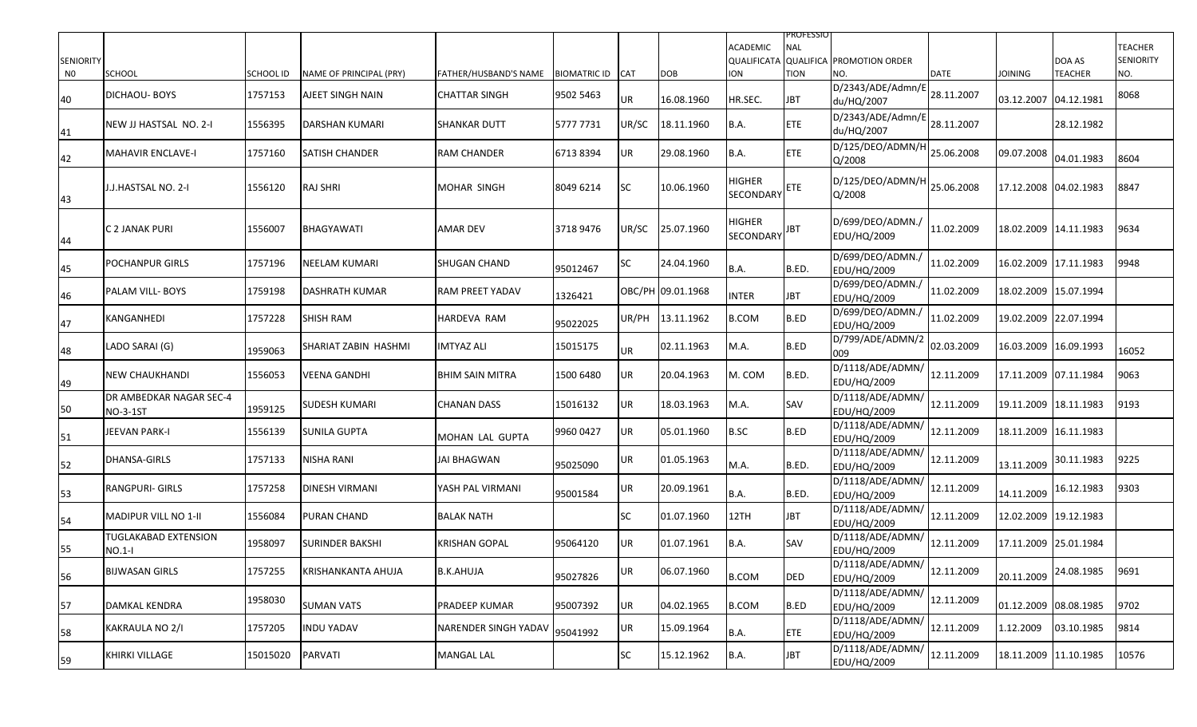| SENIORITY NO | SCHOOL | SCHOOL ID | NAME OF PRINCIPAL (PRY) | FATHER/HUSBAND'S NAME | BIOMATRIC ID | CAT | DOB | ACADEMIC QUALIFICATION | PROFESSIONAL QUALIFICATION | PROMOTION ORDER NO. | DATE | JOINING | DOA AS TEACHER | TEACHER SENIORITY NO. |
|---|---|---|---|---|---|---|---|---|---|---|---|---|---|---|
| 40 | DICHAOU- BOYS | 1757153 | AJEET SINGH NAIN | CHATTAR SINGH | 9502 5463 | UR | 16.08.1960 | HR.SEC. | JBT | D/2343/ADE/Admn/Edu/HQ/2007 | 28.11.2007 | 03.12.2007 | 04.12.1981 | 8068 |
| 41 | NEW JJ HASTSAL NO. 2-I | 1556395 | DARSHAN KUMARI | SHANKAR DUTT | 5777 7731 | UR/SC | 18.11.1960 | B.A. | ETE | D/2343/ADE/Admn/Edu/HQ/2007 | 28.11.2007 | | 28.12.1982 | |
| 42 | MAHAVIR ENCLAVE-I | 1757160 | SATISH CHANDER | RAM CHANDER | 6713 8394 | UR | 29.08.1960 | B.A. | ETE | D/125/DEO/ADMN/HQ/2008 | 25.06.2008 | 09.07.2008 | 04.01.1983 | 8604 |
| 43 | J.J.HASTSAL NO. 2-I | 1556120 | RAJ SHRI | MOHAR SINGH | 8049 6214 | SC | 10.06.1960 | HIGHER SECONDARY | ETE | D/125/DEO/ADMN/HQ/2008 | 25.06.2008 | 17.12.2008 | 04.02.1983 | 8847 |
| 44 | C 2 JANAK PURI | 1556007 | BHAGYAWATI | AMAR DEV | 3718 9476 | UR/SC | 25.07.1960 | HIGHER SECONDARY | JBT | D/699/DEO/ADMN./EDU/HQ/2009 | 11.02.2009 | 18.02.2009 | 14.11.1983 | 9634 |
| 45 | POCHANPUR GIRLS | 1757196 | NEELAM KUMARI | SHUGAN CHAND | 95012467 | SC | 24.04.1960 | B.A. | B.ED. | D/699/DEO/ADMN./EDU/HQ/2009 | 11.02.2009 | 16.02.2009 | 17.11.1983 | 9948 |
| 46 | PALAM VILL- BOYS | 1759198 | DASHRATH KUMAR | RAM PREET YADAV | 1326421 | OBC/PH | 09.01.1968 | INTER | JBT | D/699/DEO/ADMN./EDU/HQ/2009 | 11.02.2009 | 18.02.2009 | 15.07.1994 | |
| 47 | KANGANHEDI | 1757228 | SHISH RAM | HARDEVA RAM | 95022025 | UR/PH | 13.11.1962 | B.COM | B.ED | D/699/DEO/ADMN./EDU/HQ/2009 | 11.02.2009 | 19.02.2009 | 22.07.1994 | |
| 48 | LADO SARAI (G) | 1959063 | SHARIAT ZABIN HASHMI | IMTYAZ ALI | 15015175 | UR | 02.11.1963 | M.A. | B.ED | D/799/ADE/ADMN/2009 | 02.03.2009 | 16.03.2009 | 16.09.1993 | 16052 |
| 49 | NEW CHAUKHANDI | 1556053 | VEENA GANDHI | BHIM SAIN MITRA | 1500 6480 | UR | 20.04.1963 | M. COM | B.ED. | D/1118/ADE/ADMN/EDU/HQ/2009 | 12.11.2009 | 17.11.2009 | 07.11.1984 | 9063 |
| 50 | DR AMBEDKAR NAGAR SEC-4 NO-3-1ST | 1959125 | SUDESH KUMARI | CHANAN DASS | 15016132 | UR | 18.03.1963 | M.A. | SAV | D/1118/ADE/ADMN/EDU/HQ/2009 | 12.11.2009 | 19.11.2009 | 18.11.1983 | 9193 |
| 51 | JEEVAN PARK-I | 1556139 | SUNILA GUPTA | MOHAN LAL GUPTA | 9960 0427 | UR | 05.01.1960 | B.SC | B.ED | D/1118/ADE/ADMN/EDU/HQ/2009 | 12.11.2009 | 18.11.2009 | 16.11.1983 | |
| 52 | DHANSA-GIRLS | 1757133 | NISHA RANI | JAI BHAGWAN | 95025090 | UR | 01.05.1963 | M.A. | B.ED. | D/1118/ADE/ADMN/EDU/HQ/2009 | 12.11.2009 | 13.11.2009 | 30.11.1983 | 9225 |
| 53 | RANGPURI- GIRLS | 1757258 | DINESH VIRMANI | YASH PAL VIRMANI | 95001584 | UR | 20.09.1961 | B.A. | B.ED. | D/1118/ADE/ADMN/EDU/HQ/2009 | 12.11.2009 | 14.11.2009 | 16.12.1983 | 9303 |
| 54 | MADIPUR VILL NO 1-II | 1556084 | PURAN CHAND | BALAK NATH | | SC | 01.07.1960 | 12TH | JBT | D/1118/ADE/ADMN/EDU/HQ/2009 | 12.11.2009 | 12.02.2009 | 19.12.1983 | |
| 55 | TUGLAKABAD EXTENSION NO.1-I | 1958097 | SURINDER BAKSHI | KRISHAN GOPAL | 95064120 | UR | 01.07.1961 | B.A. | SAV | D/1118/ADE/ADMN/EDU/HQ/2009 | 12.11.2009 | 17.11.2009 | 25.01.1984 | |
| 56 | BIJWASAN GIRLS | 1757255 | KRISHANKANTA AHUJA | B.K.AHUJA | 95027826 | UR | 06.07.1960 | B.COM | DED | D/1118/ADE/ADMN/EDU/HQ/2009 | 12.11.2009 | 20.11.2009 | 24.08.1985 | 9691 |
| 57 | DAMKAL KENDRA | 1958030 | SUMAN VATS | PRADEEP KUMAR | 95007392 | UR | 04.02.1965 | B.COM | B.ED | D/1118/ADE/ADMN/EDU/HQ/2009 | 12.11.2009 | 01.12.2009 | 08.08.1985 | 9702 |
| 58 | KAKRAULA NO 2/I | 1757205 | INDU YADAV | NARENDER SINGH YADAV | 95041992 | UR | 15.09.1964 | B.A. | ETE | D/1118/ADE/ADMN/EDU/HQ/2009 | 12.11.2009 | 1.12.2009 | 03.10.1985 | 9814 |
| 59 | KHIRKI VILLAGE | 15015020 | PARVATI | MANGAL LAL | | SC | 15.12.1962 | B.A. | JBT | D/1118/ADE/ADMN/EDU/HQ/2009 | 12.11.2009 | 18.11.2009 | 11.10.1985 | 10576 |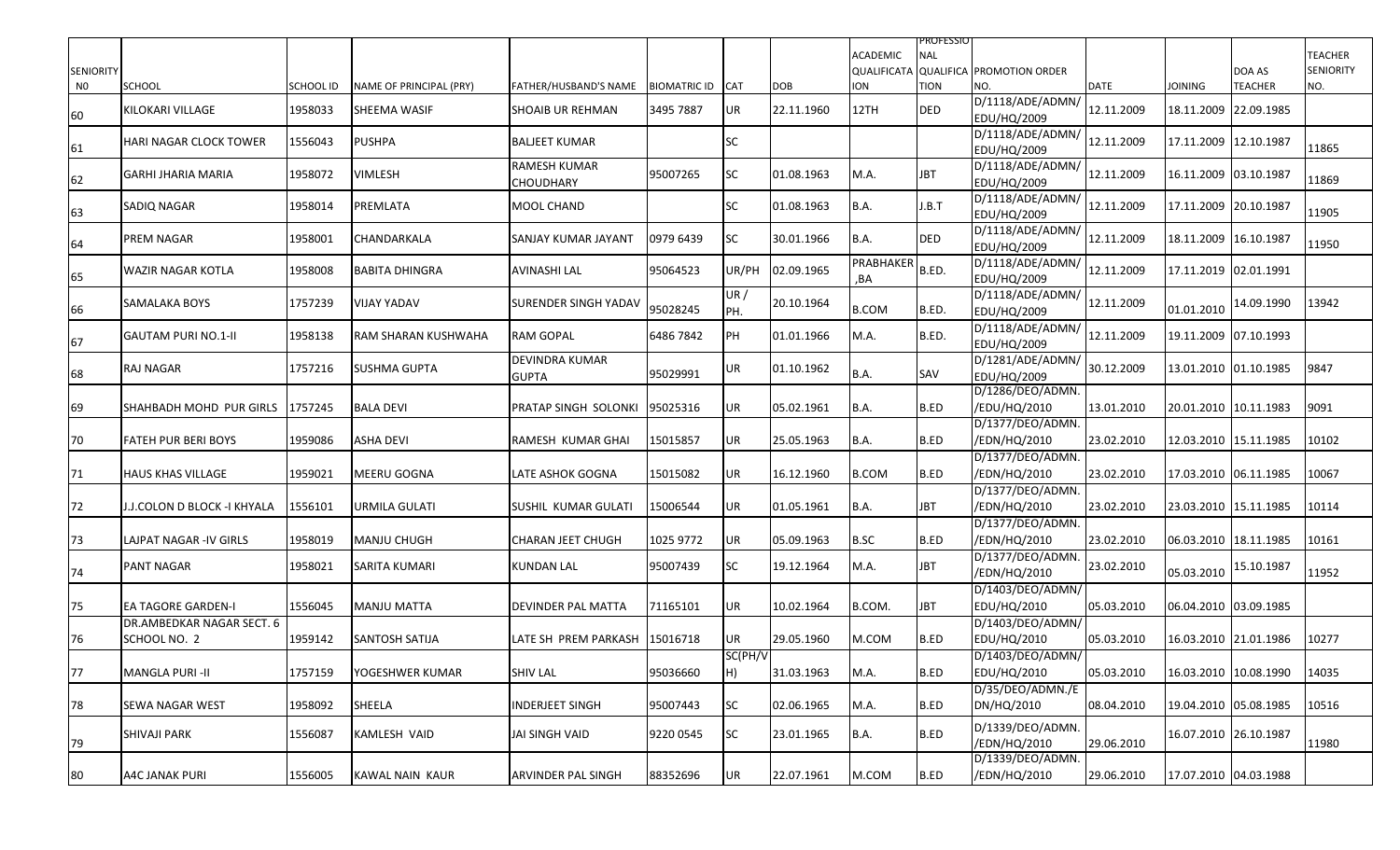| SENIORITY NO | SCHOOL | SCHOOL ID | NAME OF PRINCIPAL (PRY) | FATHER/HUSBAND'S NAME | BIOMATRIC ID | CAT | DOB | ACADEMIC QUALIFICATION | PROFESSIONAL QUALIFICATION | PROMOTION ORDER NO. | DATE | JOINING | DOA AS TEACHER | TEACHER SENIORITY NO. |
|---|---|---|---|---|---|---|---|---|---|---|---|---|---|---|
| 60 | KILOKARI VILLAGE | 1958033 | SHEEMA WASIF | SHOAIB UR REHMAN | 3495 7887 | UR | 22.11.1960 | 12TH | DED | D/1118/ADE/ADMN/EDU/HQ/2009 | 12.11.2009 | 18.11.2009 | 22.09.1985 | |
| 61 | HARI NAGAR CLOCK TOWER | 1556043 | PUSHPA | BALJEET KUMAR | | SC | | | | D/1118/ADE/ADMN/EDU/HQ/2009 | 12.11.2009 | 17.11.2009 | 12.10.1987 | 11865 |
| 62 | GARHI JHARIA MARIA | 1958072 | VIMLESH | RAMESH KUMAR CHOUDHARY | 95007265 | SC | 01.08.1963 | M.A. | JBT | D/1118/ADE/ADMN/EDU/HQ/2009 | 12.11.2009 | 16.11.2009 | 03.10.1987 | 11869 |
| 63 | SADIQ NAGAR | 1958014 | PREMLATA | MOOL CHAND | | SC | 01.08.1963 | B.A. | J.B.T | D/1118/ADE/ADMN/EDU/HQ/2009 | 12.11.2009 | 17.11.2009 | 20.10.1987 | 11905 |
| 64 | PREM NAGAR | 1958001 | CHANDARKALA | SANJAY KUMAR JAYANT | 0979 6439 | SC | 30.01.1966 | B.A. | DED | D/1118/ADE/ADMN/EDU/HQ/2009 | 12.11.2009 | 18.11.2009 | 16.10.1987 | 11950 |
| 65 | WAZIR NAGAR KOTLA | 1958008 | BABITA DHINGRA | AVINASHI LAL | 95064523 | UR/PH | 02.09.1965 | PRABHAKER ,BA | B.ED. | D/1118/ADE/ADMN/EDU/HQ/2009 | 12.11.2009 | 17.11.2019 | 02.01.1991 | |
| 66 | SAMALAKA BOYS | 1757239 | VIJAY YADAV | SURENDER SINGH YADAV | 95028245 | UR / PH. | 20.10.1964 | B.COM | B.ED. | D/1118/ADE/ADMN/EDU/HQ/2009 | 12.11.2009 | 01.01.2010 | 14.09.1990 | 13942 |
| 67 | GAUTAM PURI NO.1-II | 1958138 | RAM SHARAN KUSHWAHA | RAM GOPAL | 6486 7842 | PH | 01.01.1966 | M.A. | B.ED. | D/1118/ADE/ADMN/EDU/HQ/2009 | 12.11.2009 | 19.11.2009 | 07.10.1993 | |
| 68 | RAJ NAGAR | 1757216 | SUSHMA GUPTA | DEVINDRA KUMAR GUPTA | 95029991 | UR | 01.10.1962 | B.A. | SAV | D/1281/ADE/ADMN/EDU/HQ/2009 | 30.12.2009 | 13.01.2010 | 01.10.1985 | 9847 |
| 69 | SHAHBADH MOHD PUR GIRLS | 1757245 | BALA DEVI | PRATAP SINGH SOLONKI | 95025316 | UR | 05.02.1961 | B.A. | B.ED | D/1286/DEO/ADMN./EDU/HQ/2010 | 13.01.2010 | 20.01.2010 | 10.11.1983 | 9091 |
| 70 | FATEH PUR BERI BOYS | 1959086 | ASHA DEVI | RAMESH KUMAR GHAI | 15015857 | UR | 25.05.1963 | B.A. | B.ED | D/1377/DEO/ADMN./EDN/HQ/2010 | 23.02.2010 | 12.03.2010 | 15.11.1985 | 10102 |
| 71 | HAUS KHAS VILLAGE | 1959021 | MEERU GOGNA | LATE ASHOK GOGNA | 15015082 | UR | 16.12.1960 | B.COM | B.ED | D/1377/DEO/ADMN./EDN/HQ/2010 | 23.02.2010 | 17.03.2010 | 06.11.1985 | 10067 |
| 72 | J.J.COLON D BLOCK -I KHYALA | 1556101 | URMILA GULATI | SUSHIL KUMAR GULATI | 15006544 | UR | 01.05.1961 | B.A. | JBT | D/1377/DEO/ADMN./EDN/HQ/2010 | 23.02.2010 | 23.03.2010 | 15.11.1985 | 10114 |
| 73 | LAJPAT NAGAR -IV GIRLS | 1958019 | MANJU CHUGH | CHARAN JEET CHUGH | 1025 9772 | UR | 05.09.1963 | B.SC | B.ED | D/1377/DEO/ADMN./EDN/HQ/2010 | 23.02.2010 | 06.03.2010 | 18.11.1985 | 10161 |
| 74 | PANT NAGAR | 1958021 | SARITA KUMARI | KUNDAN LAL | 95007439 | SC | 19.12.1964 | M.A. | JBT | D/1377/DEO/ADMN./EDN/HQ/2010 | 23.02.2010 | 05.03.2010 | 15.10.1987 | 11952 |
| 75 | EA TAGORE GARDEN-I | 1556045 | MANJU MATTA | DEVINDER PAL MATTA | 71165101 | UR | 10.02.1964 | B.COM. | JBT | D/1403/DEO/ADMN/EDU/HQ/2010 | 05.03.2010 | 06.04.2010 | 03.09.1985 | |
| 76 | DR.AMBEDKAR NAGAR SECT. 6 SCHOOL NO. 2 | 1959142 | SANTOSH SATIJA | LATE SH PREM PARKASH | 15016718 | UR | 29.05.1960 | M.COM | B.ED | D/1403/DEO/ADMN/EDU/HQ/2010 | 05.03.2010 | 16.03.2010 | 21.01.1986 | 10277 |
| 77 | MANGLA PURI -II | 1757159 | YOGESHWER KUMAR | SHIV LAL | 95036660 | SC(PH/VH) | 31.03.1963 | M.A. | B.ED | D/1403/DEO/ADMN/EDU/HQ/2010 | 05.03.2010 | 16.03.2010 | 10.08.1990 | 14035 |
| 78 | SEWA NAGAR WEST | 1958092 | SHEELA | INDERJEET SINGH | 95007443 | SC | 02.06.1965 | M.A. | B.ED | D/35/DEO/ADMN./EDN/HQ/2010 | 08.04.2010 | 19.04.2010 | 05.08.1985 | 10516 |
| 79 | SHIVAJI PARK | 1556087 | KAMLESH VAID | JAI SINGH VAID | 9220 0545 | SC | 23.01.1965 | B.A. | B.ED | D/1339/DEO/ADMN./EDN/HQ/2010 | 29.06.2010 | 16.07.2010 | 26.10.1987 | 11980 |
| 80 | A4C JANAK PURI | 1556005 | KAWAL NAIN KAUR | ARVINDER PAL SINGH | 88352696 | UR | 22.07.1961 | M.COM | B.ED | D/1339/DEO/ADMN./EDN/HQ/2010 | 29.06.2010 | 17.07.2010 | 04.03.1988 | |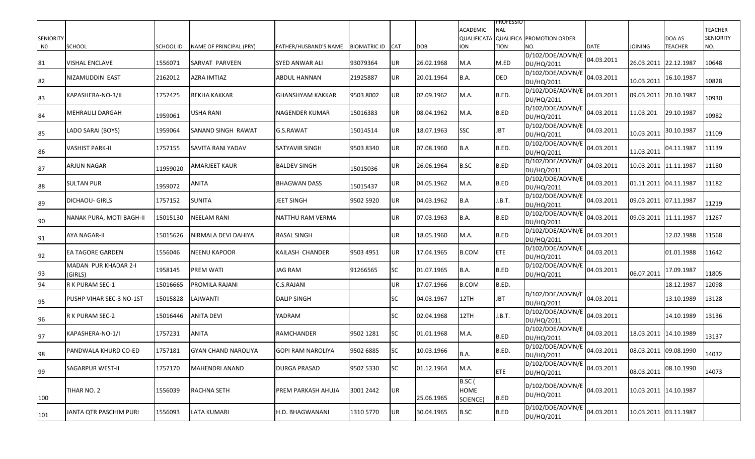| SENIORITY NO | SCHOOL | SCHOOL ID | NAME OF PRINCIPAL (PRY) | FATHER/HUSBAND'S NAME | BIOMATRIC ID | CAT | DOB | ACADEMIC QUALIFICATION | PROFESSIONAL QUALIFICATION | PROMOTION ORDER NO. | DATE | JOINING | DOA AS TEACHER | TEACHER SENIORITY NO. |
|---|---|---|---|---|---|---|---|---|---|---|---|---|---|---|
| 81 | VISHAL ENCLAVE | 1556071 | SARVAT PARVEEN | SYED ANWAR ALI | 93079364 | UR | 26.02.1968 | M.A | M.ED | D/102/DDE/ADMN/EDU/HQ/2011 | 04.03.2011 | 26.03.2011 | 22.12.1987 | 10648 |
| 82 | NIZAMUDDIN EAST | 2162012 | AZRA IMTIAZ | ABDUL HANNAN | 21925887 | UR | 20.01.1964 | B.A. | DED | D/102/DDE/ADMN/EDU/HQ/2011 | 04.03.2011 | 10.03.2011 | 16.10.1987 | 10828 |
| 83 | KAPASHERA-NO-3/II | 1757425 | REKHA KAKKAR | GHANSHYAM KAKKAR | 9503 8002 | UR | 02.09.1962 | M.A. | B.ED. | D/102/DDE/ADMN/EDU/HQ/2011 | 04.03.2011 | 09.03.2011 | 20.10.1987 | 10930 |
| 84 | MEHRAULI DARGAH | 1959061 | USHA RANI | NAGENDER KUMAR | 15016383 | UR | 08.04.1962 | M.A. | B.ED | D/102/DDE/ADMN/EDU/HQ/2011 | 04.03.2011 | 11.03.201 | 29.10.1987 | 10982 |
| 85 | LADO SARAI (BOYS) | 1959064 | SANAND SINGH RAWAT | G.S.RAWAT | 15014514 | UR | 18.07.1963 | SSC | JBT | D/102/DDE/ADMN/EDU/HQ/2011 | 04.03.2011 | 10.03.2011 | 30.10.1987 | 11109 |
| 86 | VASHIST PARK-II | 1757155 | SAVITA RANI YADAV | SATYAVIR SINGH | 9503 8340 | UR | 07.08.1960 | B.A | B.ED. | D/102/DDE/ADMN/EDU/HQ/2011 | 04.03.2011 | 11.03.2011 | 04.11.1987 | 11139 |
| 87 | ARJUN NAGAR | 11959020 | AMARJEET KAUR | BALDEV SINGH | 15015036 | UR | 26.06.1964 | B.SC | B.ED | D/102/DDE/ADMN/EDU/HQ/2011 | 04.03.2011 | 10.03.2011 | 11.11.1987 | 11180 |
| 88 | SULTAN PUR | 1959072 | ANITA | BHAGWAN DASS | 15015437 | UR | 04.05.1962 | M.A. | B.ED | D/102/DDE/ADMN/EDU/HQ/2011 | 04.03.2011 | 01.11.2011 | 04.11.1987 | 11182 |
| 89 | DICHAOU- GIRLS | 1757152 | SUNITA | JEET SINGH | 9502 5920 | UR | 04.03.1962 | B.A | J.B.T. | D/102/DDE/ADMN/EDU/HQ/2011 | 04.03.2011 | 09.03.2011 | 07.11.1987 | 11219 |
| 90 | NANAK PURA, MOTI BAGH-II | 15015130 | NEELAM RANI | NATTHU RAM VERMA | | UR | 07.03.1963 | B.A. | B.ED | D/102/DDE/ADMN/EDU/HQ/2011 | 04.03.2011 | 09.03.2011 | 11.11.1987 | 11267 |
| 91 | AYA NAGAR-II | 15015626 | NIRMALA DEVI DAHIYA | RASAL SINGH | | UR | 18.05.1960 | M.A. | B.ED | D/102/DDE/ADMN/EDU/HQ/2011 | 04.03.2011 | | 12.02.1988 | 11568 |
| 92 | EA TAGORE GARDEN | 1556046 | NEENU KAPOOR | KAILASH CHANDER | 9503 4951 | UR | 17.04.1965 | B.COM | ETE | D/102/DDE/ADMN/EDU/HQ/2011 | 04.03.2011 | | 01.01.1988 | 11642 |
| 93 | MADAN PUR KHADAR 2-I (GIRLS) | 1958145 | PREM WATI | JAG RAM | 91266565 | SC | 01.07.1965 | B.A. | B.ED | D/102/DDE/ADMN/EDU/HQ/2011 | 04.03.2011 | 06.07.2011 | 17.09.1987 | 11805 |
| 94 | R K PURAM SEC-1 | 15016665 | PROMILA RAJANI | C.S.RAJANI | | UR | 17.07.1966 | B.COM | B.ED. | | | | 18.12.1987 | 12098 |
| 95 | PUSHP VIHAR SEC-3 NO-1ST | 15015828 | LAJWANTI | DALIP SINGH | | SC | 04.03.1967 | 12TH | JBT | D/102/DDE/ADMN/EDU/HQ/2011 | 04.03.2011 | | 13.10.1989 | 13128 |
| 96 | R K PURAM SEC-2 | 15016446 | ANITA DEVI | YADRAM | | SC | 02.04.1968 | 12TH | J.B.T. | D/102/DDE/ADMN/EDU/HQ/2011 | 04.03.2011 | | 14.10.1989 | 13136 |
| 97 | KAPASHERA-NO-1/I | 1757231 | ANITA | RAMCHANDER | 9502 1281 | SC | 01.01.1968 | M.A. | B.ED | D/102/DDE/ADMN/EDU/HQ/2011 | 04.03.2011 | 18.03.2011 | 14.10.1989 | 13137 |
| 98 | PANDWALA KHURD CO-ED | 1757181 | GYAN CHAND NAROLIYA | GOPI RAM NAROLIYA | 9502 6885 | SC | 10.03.1966 | B.A. | B.ED. | D/102/DDE/ADMN/EDU/HQ/2011 | 04.03.2011 | 08.03.2011 | 09.08.1990 | 14032 |
| 99 | SAGARPUR WEST-II | 1757170 | MAHENDRI ANAND | DURGA PRASAD | 9502 5330 | SC | 01.12.1964 | M.A. | ETE | D/102/DDE/ADMN/EDU/HQ/2011 | 04.03.2011 | 08.03.2011 | 08.10.1990 | 14073 |
| 100 | TIHAR NO. 2 | 1556039 | RACHNA SETH | PREM PARKASH AHUJA | 3001 2442 | UR | 25.06.1965 | B.SC ( HOME SCIENCE) | B.ED | D/102/DDE/ADMN/EDU/HQ/2011 | 04.03.2011 | 10.03.2011 | 14.10.1987 | |
| 101 | JANTA QTR PASCHIM PURI | 1556093 | LATA KUMARI | H.D. BHAGWANANI | 1310 5770 | UR | 30.04.1965 | B.SC | B.ED | D/102/DDE/ADMN/EDU/HQ/2011 | 04.03.2011 | 10.03.2011 | 03.11.1987 | |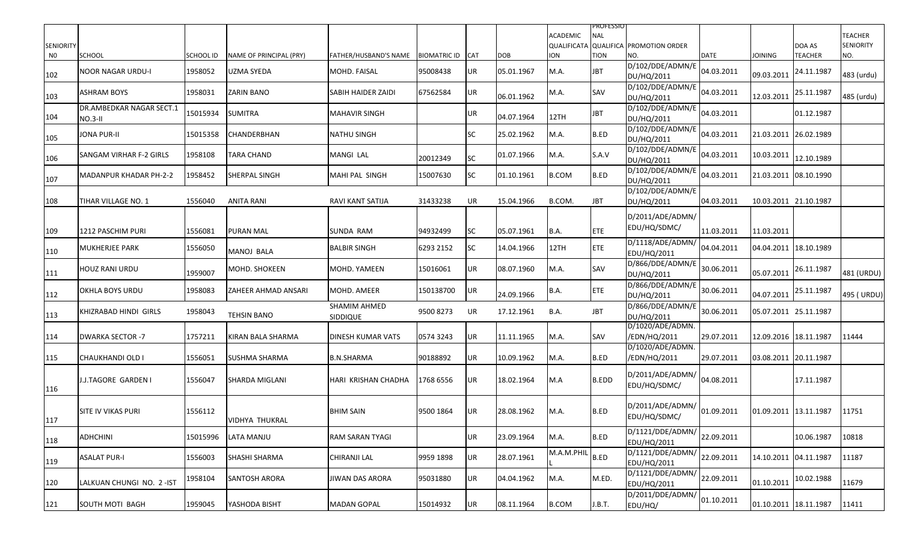| SENIORITY NO | SCHOOL | SCHOOL ID | NAME OF PRINCIPAL (PRY) | FATHER/HUSBAND'S NAME | BIOMATRIC ID | CAT | DOB | ACADEMIC QUALIFICATION | PROFESSIONAL QUALIFICATION | PROMOTION ORDER NO. | DATE | JOINING | DOA AS TEACHER | TEACHER SENIORITY NO. |
|---|---|---|---|---|---|---|---|---|---|---|---|---|---|---|
| 102 | NOOR NAGAR URDU-I | 1958052 | UZMA SYEDA | MOHD. FAISAL | 95008438 | UR | 05.01.1967 | M.A. | JBT | D/102/DDE/ADMN/EDU/HQ/2011 | 04.03.2011 | 09.03.2011 | 24.11.1987 | 483 (urdu) |
| 103 | ASHRAM BOYS | 1958031 | ZARIN BANO | SABIH HAIDER ZAIDI | 67562584 | UR | 06.01.1962 | M.A. | SAV | D/102/DDE/ADMN/EDU/HQ/2011 | 04.03.2011 | 12.03.2011 | 25.11.1987 | 485 (urdu) |
| 104 | DR.AMBEDKAR NAGAR SECT.1 NO.3-II | 15015934 | SUMITRA | MAHAVIR SINGH | | UR | 04.07.1964 | 12TH | JBT | D/102/DDE/ADMN/EDU/HQ/2011 | 04.03.2011 | | 01.12.1987 | |
| 105 | JONA PUR-II | 15015358 | CHANDERBHAN | NATHU SINGH | | SC | 25.02.1962 | M.A. | B.ED | D/102/DDE/ADMN/EDU/HQ/2011 | 04.03.2011 | 21.03.2011 | 26.02.1989 | |
| 106 | SANGAM VIRHAR F-2 GIRLS | 1958108 | TARA CHAND | MANGI LAL | 20012349 | SC | 01.07.1966 | M.A. | S.A.V | D/102/DDE/ADMN/EDU/HQ/2011 | 04.03.2011 | 10.03.2011 | 12.10.1989 | |
| 107 | MADANPUR KHADAR PH-2-2 | 1958452 | SHERPAL SINGH | MAHI PAL SINGH | 15007630 | SC | 01.10.1961 | B.COM | B.ED | D/102/DDE/ADMN/EDU/HQ/2011 | 04.03.2011 | 21.03.2011 | 08.10.1990 | |
| 108 | TIHAR VILLAGE NO. 1 | 1556040 | ANITA RANI | RAVI KANT SATIJA | 31433238 | UR | 15.04.1966 | B.COM. | JBT | D/102/DDE/ADMN/EDU/HQ/2011 | 04.03.2011 | 10.03.2011 | 21.10.1987 | |
| 109 | 1212 PASCHIM PURI | 1556081 | PURAN MAL | SUNDA RAM | 94932499 | SC | 05.07.1961 | B.A. | ETE | D/2011/ADE/ADMN/EDU/HQ/SDMC/ | 11.03.2011 | 11.03.2011 | | |
| 110 | MUKHERJEE PARK | 1556050 | MANOJ BALA | BALBIR SINGH | 6293 2152 | SC | 14.04.1966 | 12TH | ETE | D/1118/ADE/ADMN/EDU/HQ/2011 | 04.04.2011 | 04.04.2011 | 18.10.1989 | |
| 111 | HOUZ RANI URDU | 1959007 | MOHD. SHOKEEN | MOHD. YAMEEN | 15016061 | UR | 08.07.1960 | M.A. | SAV | D/866/DDE/ADMN/EDU/HQ/2011 | 30.06.2011 | 05.07.2011 | 26.11.1987 | 481 (URDU) |
| 112 | OKHLA BOYS URDU | 1958083 | ZAHEER AHMAD ANSARI | MOHD. AMEER | 150138700 | UR | 24.09.1966 | B.A. | ETE | D/866/DDE/ADMN/EDU/HQ/2011 | 30.06.2011 | 04.07.2011 | 25.11.1987 | 495 ( URDU) |
| 113 | KHIZRABAD HINDI GIRLS | 1958043 | TEHSIN BANO | SHAMIM AHMED SIDDIQUE | 9500 8273 | UR | 17.12.1961 | B.A. | JBT | D/866/DDE/ADMN/EDU/HQ/2011 | 30.06.2011 | 05.07.2011 | 25.11.1987 | |
| 114 | DWARKA SECTOR -7 | 1757211 | KIRAN BALA SHARMA | DINESH KUMAR VATS | 0574 3243 | UR | 11.11.1965 | M.A. | SAV | D/1020/ADE/ADMN./EDN/HQ/2011 | 29.07.2011 | 12.09.2016 | 18.11.1987 | 11444 |
| 115 | CHAUKHANDI OLD I | 1556051 | SUSHMA SHARMA | B.N.SHARMA | 90188892 | UR | 10.09.1962 | M.A. | B.ED | D/1020/ADE/ADMN./EDN/HQ/2011 | 29.07.2011 | 03.08.2011 | 20.11.1987 | |
| 116 | J.J.TAGORE GARDEN I | 1556047 | SHARDA MIGLANI | HARI KRISHAN CHADHA | 1768 6556 | UR | 18.02.1964 | M.A | B.EDD | D/2011/ADE/ADMN/EDU/HQ/SDMC/ | 04.08.2011 | | 17.11.1987 | |
| 117 | SITE IV VIKAS PURI | 1556112 | VIDHYA THUKRAL | BHIM SAIN | 9500 1864 | UR | 28.08.1962 | M.A. | B.ED | D/2011/ADE/ADMN/EDU/HQ/SDMC/ | 01.09.2011 | 01.09.2011 | 13.11.1987 | 11751 |
| 118 | ADHCHINI | 15015996 | LATA MANJU | RAM SARAN TYAGI | | UR | 23.09.1964 | M.A. | B.ED | D/1121/DDE/ADMN/EDU/HQ/2011 | 22.09.2011 | | 10.06.1987 | 10818 |
| 119 | ASALAT PUR-I | 1556003 | SHASHI SHARMA | CHIRANJI LAL | 9959 1898 | UR | 28.07.1961 | M.A.M.PHIL | B.ED | D/1121/DDE/ADMN/EDU/HQ/2011 | 22.09.2011 | 14.10.2011 | 04.11.1987 | 11187 |
| 120 | LALKUAN CHUNGI NO. 2 -IST | 1958104 | SANTOSH ARORA | JIWAN DAS ARORA | 95031880 | UR | 04.04.1962 | M.A. | M.ED. | D/1121/DDE/ADMN/EDU/HQ/2011 | 22.09.2011 | 01.10.2011 | 10.02.1988 | 11679 |
| 121 | SOUTH MOTI BAGH | 1959045 | YASHODA BISHT | MADAN GOPAL | 15014932 | UR | 08.11.1964 | B.COM | J.B.T. | D/2011/DDE/ADMN/EDU/HQ/ | 01.10.2011 | 01.10.2011 | 18.11.1987 | 11411 |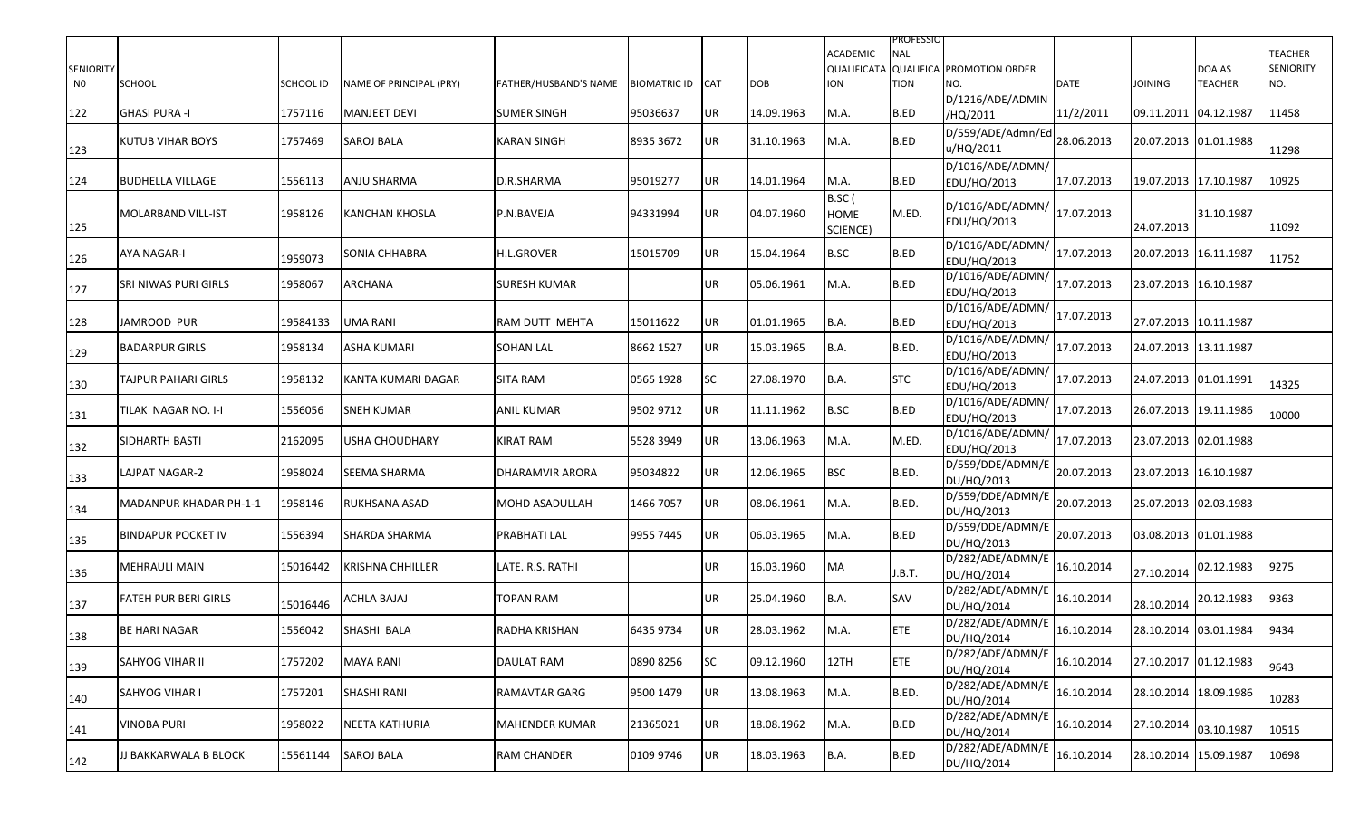| SENIORITY NO | SCHOOL | SCHOOL ID | NAME OF PRINCIPAL (PRY) | FATHER/HUSBAND'S NAME | BIOMATRIC ID | CAT | DOB | ACADEMIC QUALIFICATION | PROFESSIONAL QUALIFICATION | PROMOTION ORDER NO. | DATE | JOINING | DOA AS TEACHER | TEACHER SENIORITY NO. |
|---|---|---|---|---|---|---|---|---|---|---|---|---|---|---|
| 122 | GHASI PURA -I | 1757116 | MANJEET DEVI | SUMER SINGH | 95036637 | UR | 14.09.1963 | M.A. | B.ED | D/1216/ADE/ADMIN/HQ/2011 | 11/2/2011 | 09.11.2011 | 04.12.1987 | 11458 |
| 123 | KUTUB VIHAR BOYS | 1757469 | SAROJ BALA | KARAN SINGH | 8935 3672 | UR | 31.10.1963 | M.A. | B.ED | D/559/ADE/Admn/Edu/HQ/2011 | 28.06.2013 | 20.07.2013 | 01.01.1988 | 11298 |
| 124 | BUDHELLA VILLAGE | 1556113 | ANJU SHARMA | D.R.SHARMA | 95019277 | UR | 14.01.1964 | M.A. | B.ED | D/1016/ADE/ADMN/EDU/HQ/2013 | 17.07.2013 | 19.07.2013 | 17.10.1987 | 10925 |
| 125 | MOLARBAND VILL-IST | 1958126 | KANCHAN KHOSLA | P.N.BAVEJA | 94331994 | UR | 04.07.1960 | B.SC ( HOME SCIENCE) | M.ED. | D/1016/ADE/ADMN/EDU/HQ/2013 | 17.07.2013 | 24.07.2013 | 31.10.1987 | 11092 |
| 126 | AYA NAGAR-I | 1959073 | SONIA CHHABRA | H.L.GROVER | 15015709 | UR | 15.04.1964 | B.SC | B.ED | D/1016/ADE/ADMN/EDU/HQ/2013 | 17.07.2013 | 20.07.2013 | 16.11.1987 | 11752 |
| 127 | SRI NIWAS PURI GIRLS | 1958067 | ARCHANA | SURESH KUMAR | | UR | 05.06.1961 | M.A. | B.ED | D/1016/ADE/ADMN/EDU/HQ/2013 | 17.07.2013 | 23.07.2013 | 16.10.1987 | |
| 128 | JAMROOD PUR | 19584133 | UMA RANI | RAM DUTT MEHTA | 15011622 | UR | 01.01.1965 | B.A. | B.ED | D/1016/ADE/ADMN/EDU/HQ/2013 | 17.07.2013 | 27.07.2013 | 10.11.1987 | |
| 129 | BADARPUR GIRLS | 1958134 | ASHA KUMARI | SOHAN LAL | 8662 1527 | UR | 15.03.1965 | B.A. | B.ED. | D/1016/ADE/ADMN/EDU/HQ/2013 | 17.07.2013 | 24.07.2013 | 13.11.1987 | |
| 130 | TAJPUR PAHARI GIRLS | 1958132 | KANTA KUMARI DAGAR | SITA RAM | 0565 1928 | SC | 27.08.1970 | B.A. | STC | D/1016/ADE/ADMN/EDU/HQ/2013 | 17.07.2013 | 24.07.2013 | 01.01.1991 | 14325 |
| 131 | TILAK NAGAR NO. I-I | 1556056 | SNEH KUMAR | ANIL KUMAR | 9502 9712 | UR | 11.11.1962 | B.SC | B.ED | D/1016/ADE/ADMN/EDU/HQ/2013 | 17.07.2013 | 26.07.2013 | 19.11.1986 | 10000 |
| 132 | SIDHARTH BASTI | 2162095 | USHA CHOUDHARY | KIRAT RAM | 5528 3949 | UR | 13.06.1963 | M.A. | M.ED. | D/1016/ADE/ADMN/EDU/HQ/2013 | 17.07.2013 | 23.07.2013 | 02.01.1988 | |
| 133 | LAJPAT NAGAR-2 | 1958024 | SEEMA SHARMA | DHARAMVIR ARORA | 95034822 | UR | 12.06.1965 | BSC | B.ED. | D/559/DDE/ADMN/EDU/HQ/2013 | 20.07.2013 | 23.07.2013 | 16.10.1987 | |
| 134 | MADANPUR KHADAR PH-1-1 | 1958146 | RUKHSANA ASAD | MOHD ASADULLAH | 1466 7057 | UR | 08.06.1961 | M.A. | B.ED. | D/559/DDE/ADMN/EDU/HQ/2013 | 20.07.2013 | 25.07.2013 | 02.03.1983 | |
| 135 | BINDAPUR POCKET IV | 1556394 | SHARDA SHARMA | PRABHATI LAL | 9955 7445 | UR | 06.03.1965 | M.A. | B.ED | D/559/DDE/ADMN/EDU/HQ/2013 | 20.07.2013 | 03.08.2013 | 01.01.1988 | |
| 136 | MEHRAULI MAIN | 15016442 | KRISHNA CHHILLER | LATE. R.S. RATHI | | UR | 16.03.1960 | MA | J.B.T. | D/282/ADE/ADMN/EDU/HQ/2014 | 16.10.2014 | 27.10.2014 | 02.12.1983 | 9275 |
| 137 | FATEH PUR BERI GIRLS | 15016446 | ACHLA BAJAJ | TOPAN RAM | | UR | 25.04.1960 | B.A. | SAV | D/282/ADE/ADMN/EDU/HQ/2014 | 16.10.2014 | 28.10.2014 | 20.12.1983 | 9363 |
| 138 | BE HARI NAGAR | 1556042 | SHASHI BALA | RADHA KRISHAN | 6435 9734 | UR | 28.03.1962 | M.A. | ETE | D/282/ADE/ADMN/EDU/HQ/2014 | 16.10.2014 | 28.10.2014 | 03.01.1984 | 9434 |
| 139 | SAHYOG VIHAR II | 1757202 | MAYA RANI | DAULAT RAM | 0890 8256 | SC | 09.12.1960 | 12TH | ETE | D/282/ADE/ADMN/EDU/HQ/2014 | 16.10.2014 | 27.10.2017 | 01.12.1983 | 9643 |
| 140 | SAHYOG VIHAR I | 1757201 | SHASHI RANI | RAMAVTAR GARG | 9500 1479 | UR | 13.08.1963 | M.A. | B.ED. | D/282/ADE/ADMN/EDU/HQ/2014 | 16.10.2014 | 28.10.2014 | 18.09.1986 | 10283 |
| 141 | VINOBA PURI | 1958022 | NEETA KATHURIA | MAHENDER KUMAR | 21365021 | UR | 18.08.1962 | M.A. | B.ED | D/282/ADE/ADMN/EDU/HQ/2014 | 16.10.2014 | 27.10.2014 | 03.10.1987 | 10515 |
| 142 | JJ BAKKARWALA B BLOCK | 15561144 | SAROJ BALA | RAM CHANDER | 0109 9746 | UR | 18.03.1963 | B.A. | B.ED | D/282/ADE/ADMN/EDU/HQ/2014 | 16.10.2014 | 28.10.2014 | 15.09.1987 | 10698 |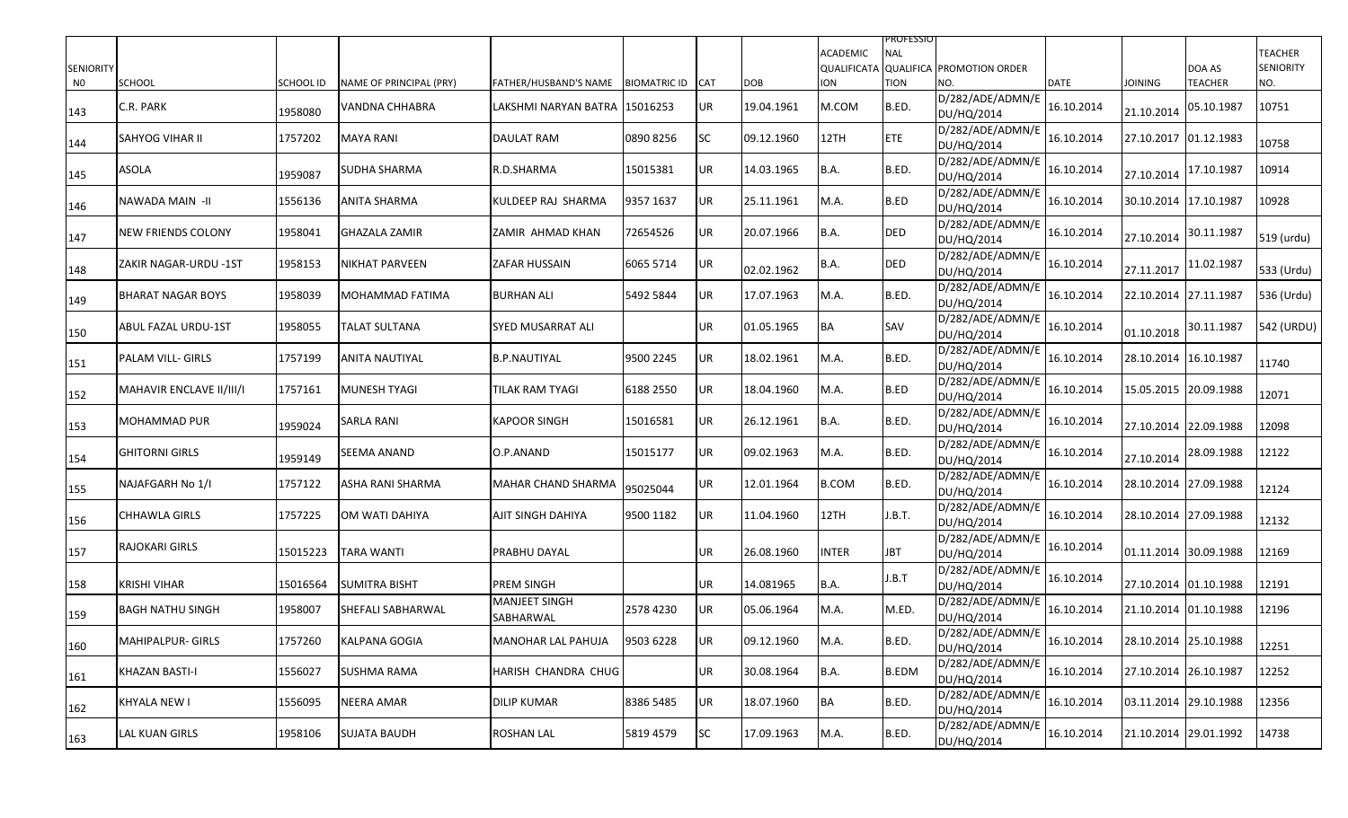| SENIORITY N0 | SCHOOL | SCHOOL ID | NAME OF PRINCIPAL (PRY) | FATHER/HUSBAND'S NAME | BIOMATRIC ID | CAT | DOB | ACADEMIC QUALIFICATION | PROFESSIONAL QUALIFICATION | PROMOTION ORDER NO. | DATE | JOINING | DOA AS TEACHER | TEACHER SENIORITY NO. |
|---|---|---|---|---|---|---|---|---|---|---|---|---|---|---|
| 143 | C.R. PARK | 1958080 | VANDNA CHHABRA | LAKSHMI NARYAN BATRA | 15016253 | UR | 19.04.1961 | M.COM | B.ED. | D/282/ADE/ADMN/EDU/HQ/2014 | 16.10.2014 | 21.10.2014 | 05.10.1987 | 10751 |
| 144 | SAHYOG VIHAR II | 1757202 | MAYA RANI | DAULAT RAM | 0890 8256 | SC | 09.12.1960 | 12TH | ETE | D/282/ADE/ADMN/EDU/HQ/2014 | 16.10.2014 | 27.10.2017 | 01.12.1983 | 10758 |
| 145 | ASOLA | 1959087 | SUDHA SHARMA | R.D.SHARMA | 15015381 | UR | 14.03.1965 | B.A. | B.ED. | D/282/ADE/ADMN/EDU/HQ/2014 | 16.10.2014 | 27.10.2014 | 17.10.1987 | 10914 |
| 146 | NAWADA MAIN -II | 1556136 | ANITA SHARMA | KULDEEP RAJ SHARMA | 9357 1637 | UR | 25.11.1961 | M.A. | B.ED | D/282/ADE/ADMN/EDU/HQ/2014 | 16.10.2014 | 30.10.2014 | 17.10.1987 | 10928 |
| 147 | NEW FRIENDS COLONY | 1958041 | GHAZALA ZAMIR | ZAMIR AHMAD KHAN | 72654526 | UR | 20.07.1966 | B.A. | DED | D/282/ADE/ADMN/EDU/HQ/2014 | 16.10.2014 | 27.10.2014 | 30.11.1987 | 519 (urdu) |
| 148 | ZAKIR NAGAR-URDU -1ST | 1958153 | NIKHAT PARVEEN | ZAFAR HUSSAIN | 6065 5714 | UR | 02.02.1962 | B.A. | DED | D/282/ADE/ADMN/EDU/HQ/2014 | 16.10.2014 | 27.11.2017 | 11.02.1987 | 533 (Urdu) |
| 149 | BHARAT NAGAR BOYS | 1958039 | MOHAMMAD FATIMA | BURHAN ALI | 5492 5844 | UR | 17.07.1963 | M.A. | B.ED. | D/282/ADE/ADMN/EDU/HQ/2014 | 16.10.2014 | 22.10.2014 | 27.11.1987 | 536 (Urdu) |
| 150 | ABUL FAZAL URDU-1ST | 1958055 | TALAT SULTANA | SYED MUSARRAT ALI | | UR | 01.05.1965 | BA | SAV | D/282/ADE/ADMN/EDU/HQ/2014 | 16.10.2014 | 01.10.2018 | 30.11.1987 | 542 (URDU) |
| 151 | PALAM VILL- GIRLS | 1757199 | ANITA NAUTIYAL | B.P.NAUTIYAL | 9500 2245 | UR | 18.02.1961 | M.A. | B.ED. | D/282/ADE/ADMN/EDU/HQ/2014 | 16.10.2014 | 28.10.2014 | 16.10.1987 | 11740 |
| 152 | MAHAVIR ENCLAVE II/III/I | 1757161 | MUNESH TYAGI | TILAK RAM TYAGI | 6188 2550 | UR | 18.04.1960 | M.A. | B.ED | D/282/ADE/ADMN/EDU/HQ/2014 | 16.10.2014 | 15.05.2015 | 20.09.1988 | 12071 |
| 153 | MOHAMMAD PUR | 1959024 | SARLA RANI | KAPOOR SINGH | 15016581 | UR | 26.12.1961 | B.A. | B.ED. | D/282/ADE/ADMN/EDU/HQ/2014 | 16.10.2014 | 27.10.2014 | 22.09.1988 | 12098 |
| 154 | GHITORNI GIRLS | 1959149 | SEEMA ANAND | O.P.ANAND | 15015177 | UR | 09.02.1963 | M.A. | B.ED. | D/282/ADE/ADMN/EDU/HQ/2014 | 16.10.2014 | 27.10.2014 | 28.09.1988 | 12122 |
| 155 | NAJAFGARH No 1/I | 1757122 | ASHA RANI SHARMA | MAHAR CHAND SHARMA | 95025044 | UR | 12.01.1964 | B.COM | B.ED. | D/282/ADE/ADMN/EDU/HQ/2014 | 16.10.2014 | 28.10.2014 | 27.09.1988 | 12124 |
| 156 | CHHAWLA GIRLS | 1757225 | OM WATI DAHIYA | AJIT SINGH DAHIYA | 9500 1182 | UR | 11.04.1960 | 12TH | J.B.T. | D/282/ADE/ADMN/EDU/HQ/2014 | 16.10.2014 | 28.10.2014 | 27.09.1988 | 12132 |
| 157 | RAJOKARI GIRLS | 15015223 | TARA WANTI | PRABHU DAYAL | | UR | 26.08.1960 | INTER | JBT | D/282/ADE/ADMN/EDU/HQ/2014 | 16.10.2014 | 01.11.2014 | 30.09.1988 | 12169 |
| 158 | KRISHI VIHAR | 15016564 | SUMITRA BISHT | PREM SINGH | | UR | 14.081965 | B.A. | J.B.T | D/282/ADE/ADMN/EDU/HQ/2014 | 16.10.2014 | 27.10.2014 | 01.10.1988 | 12191 |
| 159 | BAGH NATHU SINGH | 1958007 | SHEFALI SABHARWAL | MANJEET SINGH SABHARWAL | 2578 4230 | UR | 05.06.1964 | M.A. | M.ED. | D/282/ADE/ADMN/EDU/HQ/2014 | 16.10.2014 | 21.10.2014 | 01.10.1988 | 12196 |
| 160 | MAHIPALPUR- GIRLS | 1757260 | KALPANA GOGIA | MANOHAR LAL PAHUJA | 9503 6228 | UR | 09.12.1960 | M.A. | B.ED. | D/282/ADE/ADMN/EDU/HQ/2014 | 16.10.2014 | 28.10.2014 | 25.10.1988 | 12251 |
| 161 | KHAZAN BASTI-I | 1556027 | SUSHMA RAMA | HARISH CHANDRA CHUG | | UR | 30.08.1964 | B.A. | B.EDM | D/282/ADE/ADMN/EDU/HQ/2014 | 16.10.2014 | 27.10.2014 | 26.10.1987 | 12252 |
| 162 | KHYALA NEW I | 1556095 | NEERA AMAR | DILIP KUMAR | 8386 5485 | UR | 18.07.1960 | BA | B.ED. | D/282/ADE/ADMN/EDU/HQ/2014 | 16.10.2014 | 03.11.2014 | 29.10.1988 | 12356 |
| 163 | LAL KUAN GIRLS | 1958106 | SUJATA BAUDH | ROSHAN LAL | 5819 4579 | SC | 17.09.1963 | M.A. | B.ED. | D/282/ADE/ADMN/EDU/HQ/2014 | 16.10.2014 | 21.10.2014 | 29.01.1992 | 14738 |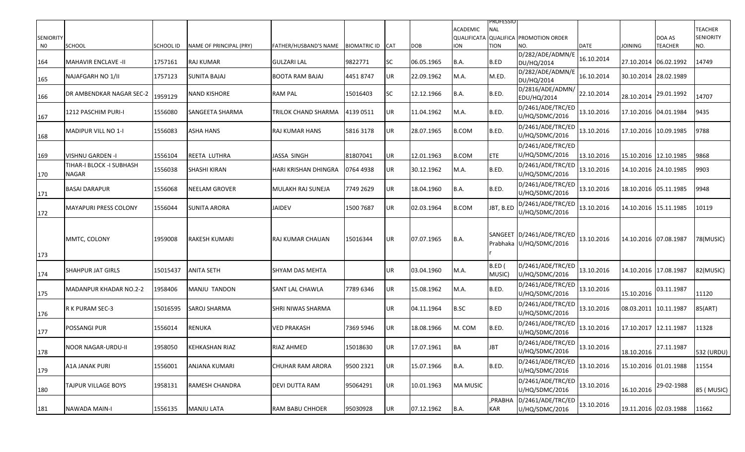| SENIORITY NO | SCHOOL | SCHOOL ID | NAME OF PRINCIPAL (PRY) | FATHER/HUSBAND'S NAME | BIOMATRIC ID | CAT | DOB | ACADEMIC QUALIFICATION | PROFESSIONAL QUALIFICATION | PROMOTION ORDER NO. | DATE | JOINING | DOA AS TEACHER | TEACHER SENIORITY NO. |
|---|---|---|---|---|---|---|---|---|---|---|---|---|---|---|
| 164 | MAHAVIR ENCLAVE -II | 1757161 | RAJ KUMAR | GULZARI LAL | 9822771 | SC | 06.05.1965 | B.A. | B.ED | D/282/ADE/ADMN/EDU/HQ/2014 | 16.10.2014 | 27.10.2014 | 06.02.1992 | 14749 |
| 165 | NAJAFGARH NO 1/II | 1757123 | SUNITA BAJAJ | BOOTA RAM BAJAJ | 4451 8747 | UR | 22.09.1962 | M.A. | M.ED. | D/282/ADE/ADMN/EDU/HQ/2014 | 16.10.2014 | 30.10.2014 | 28.02.1989 | |
| 166 | DR AMBENDKAR NAGAR SEC-2 | 1959129 | NAND KISHORE | RAM PAL | 15016403 | SC | 12.12.1966 | B.A. | B.ED. | D/2816/ADE/ADMN/EDU/HQ/2014 | 22.10.2014 | 28.10.2014 | 29.01.1992 | 14707 |
| 167 | 1212 PASCHIM PURI-I | 1556080 | SANGEETA SHARMA | TRILOK CHAND SHARMA | 4139 0511 | UR | 11.04.1962 | M.A. | B.ED. | D/2461/ADE/TRC/EDU/HQ/SDMC/2016 | 13.10.2016 | 17.10.2016 | 04.01.1984 | 9435 |
| 168 | MADIPUR VILL NO 1-I | 1556083 | ASHA HANS | RAJ KUMAR HANS | 5816 3178 | UR | 28.07.1965 | B.COM | B.ED. | D/2461/ADE/TRC/EDU/HQ/SDMC/2016 | 13.10.2016 | 17.10.2016 | 10.09.1985 | 9788 |
| 169 | VISHNU GARDEN -I | 1556104 | REETA LUTHRA | JASSA SINGH | 81807041 | UR | 12.01.1963 | B.COM | ETE | D/2461/ADE/TRC/EDU/HQ/SDMC/2016 | 13.10.2016 | 15.10.2016 | 12.10.1985 | 9868 |
| 170 | TIHAR-I BLOCK -I SUBHASH NAGAR | 1556038 | SHASHI KIRAN | HARI KRISHAN DHINGRA | 0764 4938 | UR | 30.12.1962 | M.A. | B.ED. | D/2461/ADE/TRC/EDU/HQ/SDMC/2016 | 13.10.2016 | 14.10.2016 | 24.10.1985 | 9903 |
| 171 | BASAI DARAPUR | 1556068 | NEELAM GROVER | MULAKH RAJ SUNEJA | 7749 2629 | UR | 18.04.1960 | B.A. | B.ED. | D/2461/ADE/TRC/EDU/HQ/SDMC/2016 | 13.10.2016 | 18.10.2016 | 05.11.1985 | 9948 |
| 172 | MAYAPURI PRESS COLONY | 1556044 | SUNITA ARORA | JAIDEV | 1500 7687 | UR | 02.03.1964 | B.COM | JBT, B.ED | D/2461/ADE/TRC/EDU/HQ/SDMC/2016 | 13.10.2016 | 14.10.2016 | 15.11.1985 | 10119 |
| 173 | MMTC, COLONY | 1959008 | RAKESH KUMARI | RAJ KUMAR CHAUAN | 15016344 | UR | 07.07.1965 | B.A. | SANGEET Prabhakar | D/2461/ADE/TRC/EDU/HQ/SDMC/2016 | 13.10.2016 | 14.10.2016 | 07.08.1987 | 78(MUSIC) |
| 174 | SHAHPUR JAT GIRLS | 15015437 | ANITA SETH | SHYAM DAS MEHTA | | UR | 03.04.1960 | M.A. | B.ED ( MUSIC) | D/2461/ADE/TRC/EDU/HQ/SDMC/2016 | 13.10.2016 | 14.10.2016 | 17.08.1987 | 82(MUSIC) |
| 175 | MADANPUR KHADAR NO.2-2 | 1958406 | MANJU TANDON | SANT LAL CHAWLA | 7789 6346 | UR | 15.08.1962 | M.A. | B.ED. | D/2461/ADE/TRC/EDU/HQ/SDMC/2016 | 13.10.2016 | 15.10.2016 | 03.11.1987 | 11120 |
| 176 | R K PURAM SEC-3 | 15016595 | SAROJ SHARMA | SHRI NIWAS SHARMA | | UR | 04.11.1964 | B.SC | B.ED | D/2461/ADE/TRC/EDU/HQ/SDMC/2016 | 13.10.2016 | 08.03.2011 | 10.11.1987 | 85(ART) |
| 177 | POSSANGI PUR | 1556014 | RENUKA | VED PRAKASH | 7369 5946 | UR | 18.08.1966 | M. COM | B.ED. | D/2461/ADE/TRC/EDU/HQ/SDMC/2016 | 13.10.2016 | 17.10.2017 | 12.11.1987 | 11328 |
| 178 | NOOR NAGAR-URDU-II | 1958050 | KEHKASHAN RIAZ | RIAZ AHMED | 15018630 | UR | 17.07.1961 | BA | JBT | D/2461/ADE/TRC/EDU/HQ/SDMC/2016 | 13.10.2016 | 18.10.2016 | 27.11.1987 | 532 (URDU) |
| 179 | A1A JANAK PURI | 1556001 | ANJANA KUMARI | CHUHAR RAM ARORA | 9500 2321 | UR | 15.07.1966 | B.A. | B.ED. | D/2461/ADE/TRC/EDU/HQ/SDMC/2016 | 13.10.2016 | 15.10.2016 | 01.01.1988 | 11554 |
| 180 | TAJPUR VILLAGE BOYS | 1958131 | RAMESH CHANDRA | DEVI DUTTA RAM | 95064291 | UR | 10.01.1963 | MA MUSIC | | D/2461/ADE/TRC/EDU/HQ/SDMC/2016 | 13.10.2016 | 16.10.2016 | 29-02-1988 | 85 ( MUSIC) |
| 181 | NAWADA MAIN-I | 1556135 | MANJU LATA | RAM BABU CHHOER | 95030928 | UR | 07.12.1962 | B.A. | ,PRABHAKAR | D/2461/ADE/TRC/EDU/HQ/SDMC/2016 | 13.10.2016 | 19.11.2016 | 02.03.1988 | 11662 |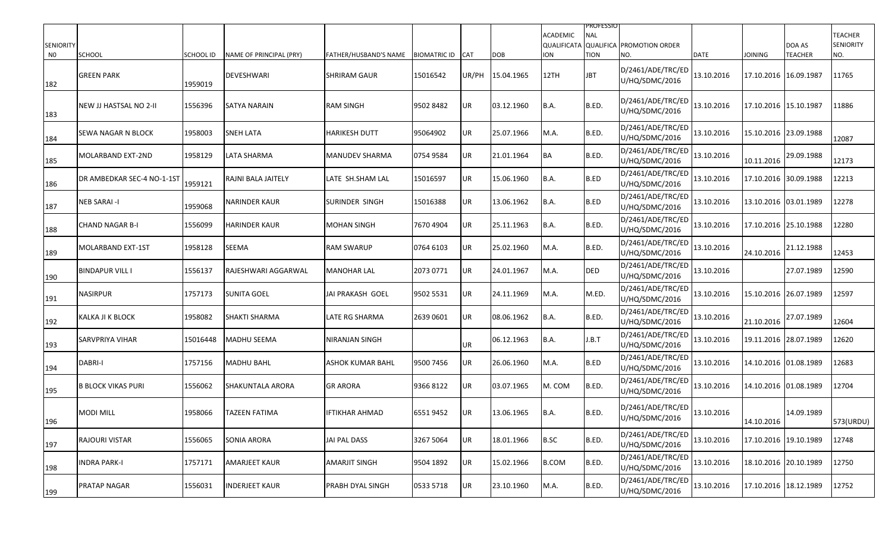| SENIORITY NO | SCHOOL | SCHOOL ID | NAME OF PRINCIPAL (PRY) | FATHER/HUSBAND'S NAME | BIOMATRIC ID | CAT | DOB | ACADEMIC QUALIFICATION | PROFESSIONAL QUALIFICATION | PROMOTION ORDER NO. | DATE | JOINING | DOA AS TEACHER | TEACHER SENIORITY NO. |
|---|---|---|---|---|---|---|---|---|---|---|---|---|---|---|
| 182 | GREEN PARK | 1959019 | DEVESHWARI | SHRIRAM GAUR | 15016542 | UR/PH | 15.04.1965 | 12TH | JBT | D/2461/ADE/TRC/EDU/HQ/SDMC/2016 | 13.10.2016 | 17.10.2016 | 16.09.1987 | 11765 |
| 183 | NEW JJ HASTSAL NO 2-II | 1556396 | SATYA NARAIN | RAM SINGH | 9502 8482 | UR | 03.12.1960 | B.A. | B.ED. | D/2461/ADE/TRC/EDU/HQ/SDMC/2016 | 13.10.2016 | 17.10.2016 | 15.10.1987 | 11886 |
| 184 | SEWA NAGAR N BLOCK | 1958003 | SNEH LATA | HARIKESH DUTT | 95064902 | UR | 25.07.1966 | M.A. | B.ED. | D/2461/ADE/TRC/EDU/HQ/SDMC/2016 | 13.10.2016 | 15.10.2016 | 23.09.1988 | 12087 |
| 185 | MOLARBAND EXT-2ND | 1958129 | LATA SHARMA | MANUDEV SHARMA | 0754 9584 | UR | 21.01.1964 | BA | B.ED. | D/2461/ADE/TRC/EDU/HQ/SDMC/2016 | 13.10.2016 | 10.11.2016 | 29.09.1988 | 12173 |
| 186 | DR AMBEDKAR SEC-4 NO-1-1ST | 1959121 | RAJNI BALA JAITELY | LATE SH.SHAM LAL | 15016597 | UR | 15.06.1960 | B.A. | B.ED | D/2461/ADE/TRC/EDU/HQ/SDMC/2016 | 13.10.2016 | 17.10.2016 | 30.09.1988 | 12213 |
| 187 | NEB SARAI -I | 1959068 | NARINDER KAUR | SURINDER SINGH | 15016388 | UR | 13.06.1962 | B.A. | B.ED | D/2461/ADE/TRC/EDU/HQ/SDMC/2016 | 13.10.2016 | 13.10.2016 | 03.01.1989 | 12278 |
| 188 | CHAND NAGAR B-I | 1556099 | HARINDER KAUR | MOHAN SINGH | 7670 4904 | UR | 25.11.1963 | B.A. | B.ED. | D/2461/ADE/TRC/EDU/HQ/SDMC/2016 | 13.10.2016 | 17.10.2016 | 25.10.1988 | 12280 |
| 189 | MOLARBAND EXT-1ST | 1958128 | SEEMA | RAM SWARUP | 0764 6103 | UR | 25.02.1960 | M.A. | B.ED. | D/2461/ADE/TRC/EDU/HQ/SDMC/2016 | 13.10.2016 | 24.10.2016 | 21.12.1988 | 12453 |
| 190 | BINDAPUR VILL I | 1556137 | RAJESHWARI AGGARWAL | MANOHAR LAL | 2073 0771 | UR | 24.01.1967 | M.A. | DED | D/2461/ADE/TRC/EDU/HQ/SDMC/2016 | 13.10.2016 | | 27.07.1989 | 12590 |
| 191 | NASIRPUR | 1757173 | SUNITA GOEL | JAI PRAKASH GOEL | 9502 5531 | UR | 24.11.1969 | M.A. | M.ED. | D/2461/ADE/TRC/EDU/HQ/SDMC/2016 | 13.10.2016 | 15.10.2016 | 26.07.1989 | 12597 |
| 192 | KALKA JI K BLOCK | 1958082 | SHAKTI SHARMA | LATE RG SHARMA | 2639 0601 | UR | 08.06.1962 | B.A. | B.ED. | D/2461/ADE/TRC/EDU/HQ/SDMC/2016 | 13.10.2016 | 21.10.2016 | 27.07.1989 | 12604 |
| 193 | SARVPRIYA VIHAR | 15016448 | MADHU SEEMA | NIRANJAN SINGH | | UR | 06.12.1963 | B.A. | J.B.T | D/2461/ADE/TRC/EDU/HQ/SDMC/2016 | 13.10.2016 | 19.11.2016 | 28.07.1989 | 12620 |
| 194 | DABRI-I | 1757156 | MADHU BAHL | ASHOK KUMAR BAHL | 9500 7456 | UR | 26.06.1960 | M.A. | B.ED | D/2461/ADE/TRC/EDU/HQ/SDMC/2016 | 13.10.2016 | 14.10.2016 | 01.08.1989 | 12683 |
| 195 | B BLOCK VIKAS PURI | 1556062 | SHAKUNTALA ARORA | GR ARORA | 9366 8122 | UR | 03.07.1965 | M. COM | B.ED. | D/2461/ADE/TRC/EDU/HQ/SDMC/2016 | 13.10.2016 | 14.10.2016 | 01.08.1989 | 12704 |
| 196 | MODI MILL | 1958066 | TAZEEN FATIMA | IFTIKHAR AHMAD | 6551 9452 | UR | 13.06.1965 | B.A. | B.ED. | D/2461/ADE/TRC/EDU/HQ/SDMC/2016 | 13.10.2016 | 14.10.2016 | 14.09.1989 | 573(URDU) |
| 197 | RAJOURI VISTAR | 1556065 | SONIA ARORA | JAI PAL DASS | 3267 5064 | UR | 18.01.1966 | B.SC | B.ED. | D/2461/ADE/TRC/EDU/HQ/SDMC/2016 | 13.10.2016 | 17.10.2016 | 19.10.1989 | 12748 |
| 198 | INDRA PARK-I | 1757171 | AMARJEET KAUR | AMARJIT SINGH | 9504 1892 | UR | 15.02.1966 | B.COM | B.ED. | D/2461/ADE/TRC/EDU/HQ/SDMC/2016 | 13.10.2016 | 18.10.2016 | 20.10.1989 | 12750 |
| 199 | PRATAP NAGAR | 1556031 | INDERJEET KAUR | PRABH DYAL SINGH | 0533 5718 | UR | 23.10.1960 | M.A. | B.ED. | D/2461/ADE/TRC/EDU/HQ/SDMC/2016 | 13.10.2016 | 17.10.2016 | 18.12.1989 | 12752 |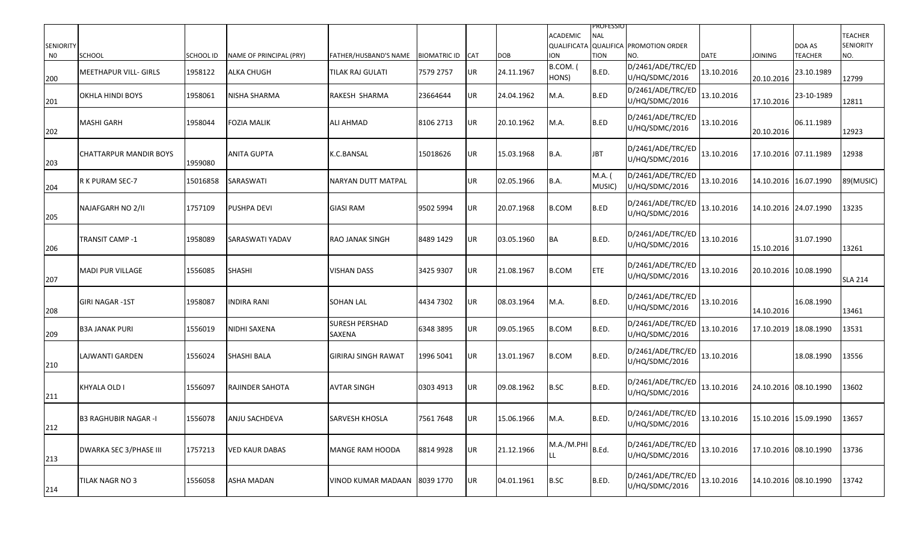| SENIORITY N0 | SCHOOL | SCHOOL ID | NAME OF PRINCIPAL (PRY) | FATHER/HUSBAND'S NAME | BIOMATRIC ID | CAT | DOB | ACADEMIC QUALIFICATA ION | PROFESSIO NAL QUALIFICA TION | PROMOTION ORDER NO. | DATE | JOINING | DOA AS TEACHER | TEACHER SENIORITY NO. |
|---|---|---|---|---|---|---|---|---|---|---|---|---|---|---|
| 200 | MEETHAPUR VILL- GIRLS | 1958122 | ALKA CHUGH | TILAK RAJ GULATI | 7579 2757 | UR | 24.11.1967 | B.COM. ( HONS) | B.ED. | D/2461/ADE/TRC/ED U/HQ/SDMC/2016 | 13.10.2016 | 20.10.2016 | 23.10.1989 | 12799 |
| 201 | OKHLA HINDI BOYS | 1958061 | NISHA SHARMA | RAKESH SHARMA | 23664644 | UR | 24.04.1962 | M.A. | B.ED | D/2461/ADE/TRC/ED U/HQ/SDMC/2016 | 13.10.2016 | 17.10.2016 | 23-10-1989 | 12811 |
| 202 | MASHI GARH | 1958044 | FOZIA MALIK | ALI AHMAD | 8106 2713 | UR | 20.10.1962 | M.A. | B.ED | D/2461/ADE/TRC/ED U/HQ/SDMC/2016 | 13.10.2016 | 20.10.2016 | 06.11.1989 | 12923 |
| 203 | CHATTARPUR MANDIR BOYS | 1959080 | ANITA GUPTA | K.C.BANSAL | 15018626 | UR | 15.03.1968 | B.A. | JBT | D/2461/ADE/TRC/ED U/HQ/SDMC/2016 | 13.10.2016 | 17.10.2016 | 07.11.1989 | 12938 |
| 204 | R K PURAM SEC-7 | 15016858 | SARASWATI | NARYAN DUTT MATPAL | | UR | 02.05.1966 | B.A. | M.A. ( MUSIC) | D/2461/ADE/TRC/ED U/HQ/SDMC/2016 | 13.10.2016 | 14.10.2016 | 16.07.1990 | 89(MUSIC) |
| 205 | NAJAFGARH NO 2/II | 1757109 | PUSHPA DEVI | GIASI RAM | 9502 5994 | UR | 20.07.1968 | B.COM | B.ED | D/2461/ADE/TRC/ED U/HQ/SDMC/2016 | 13.10.2016 | 14.10.2016 | 24.07.1990 | 13235 |
| 206 | TRANSIT CAMP -1 | 1958089 | SARASWATI YADAV | RAO JANAK SINGH | 8489 1429 | UR | 03.05.1960 | BA | B.ED. | D/2461/ADE/TRC/ED U/HQ/SDMC/2016 | 13.10.2016 | 15.10.2016 | 31.07.1990 | 13261 |
| 207 | MADI PUR VILLAGE | 1556085 | SHASHI | VISHAN DASS | 3425 9307 | UR | 21.08.1967 | B.COM | ETE | D/2461/ADE/TRC/ED U/HQ/SDMC/2016 | 13.10.2016 | 20.10.2016 | 10.08.1990 | SLA 214 |
| 208 | GIRI NAGAR -1ST | 1958087 | INDIRA RANI | SOHAN LAL | 4434 7302 | UR | 08.03.1964 | M.A. | B.ED. | D/2461/ADE/TRC/ED U/HQ/SDMC/2016 | 13.10.2016 | 14.10.2016 | 16.08.1990 | 13461 |
| 209 | B3A JANAK PURI | 1556019 | NIDHI SAXENA | SURESH PERSHAD SAXENA | 6348 3895 | UR | 09.05.1965 | B.COM | B.ED. | D/2461/ADE/TRC/ED U/HQ/SDMC/2016 | 13.10.2016 | 17.10.2019 | 18.08.1990 | 13531 |
| 210 | LAJWANTI GARDEN | 1556024 | SHASHI BALA | GIRIRAJ SINGH RAWAT | 1996 5041 | UR | 13.01.1967 | B.COM | B.ED. | D/2461/ADE/TRC/ED U/HQ/SDMC/2016 | 13.10.2016 | | 18.08.1990 | 13556 |
| 211 | KHYALA OLD I | 1556097 | RAJINDER SAHOTA | AVTAR SINGH | 0303 4913 | UR | 09.08.1962 | B.SC | B.ED. | D/2461/ADE/TRC/ED U/HQ/SDMC/2016 | 13.10.2016 | 24.10.2016 | 08.10.1990 | 13602 |
| 212 | B3 RAGHUBIR NAGAR -I | 1556078 | ANJU SACHDEVA | SARVESH KHOSLA | 7561 7648 | UR | 15.06.1966 | M.A. | B.ED. | D/2461/ADE/TRC/ED U/HQ/SDMC/2016 | 13.10.2016 | 15.10.2016 | 15.09.1990 | 13657 |
| 213 | DWARKA SEC 3/PHASE III | 1757213 | VED KAUR DABAS | MANGE RAM HOODA | 8814 9928 | UR | 21.12.1966 | M.A./M.PHI LL | B.Ed. | D/2461/ADE/TRC/ED U/HQ/SDMC/2016 | 13.10.2016 | 17.10.2016 | 08.10.1990 | 13736 |
| 214 | TILAK NAGR NO 3 | 1556058 | ASHA MADAN | VINOD KUMAR MADAAN | 8039 1770 | UR | 04.01.1961 | B.SC | B.ED. | D/2461/ADE/TRC/ED U/HQ/SDMC/2016 | 13.10.2016 | 14.10.2016 | 08.10.1990 | 13742 |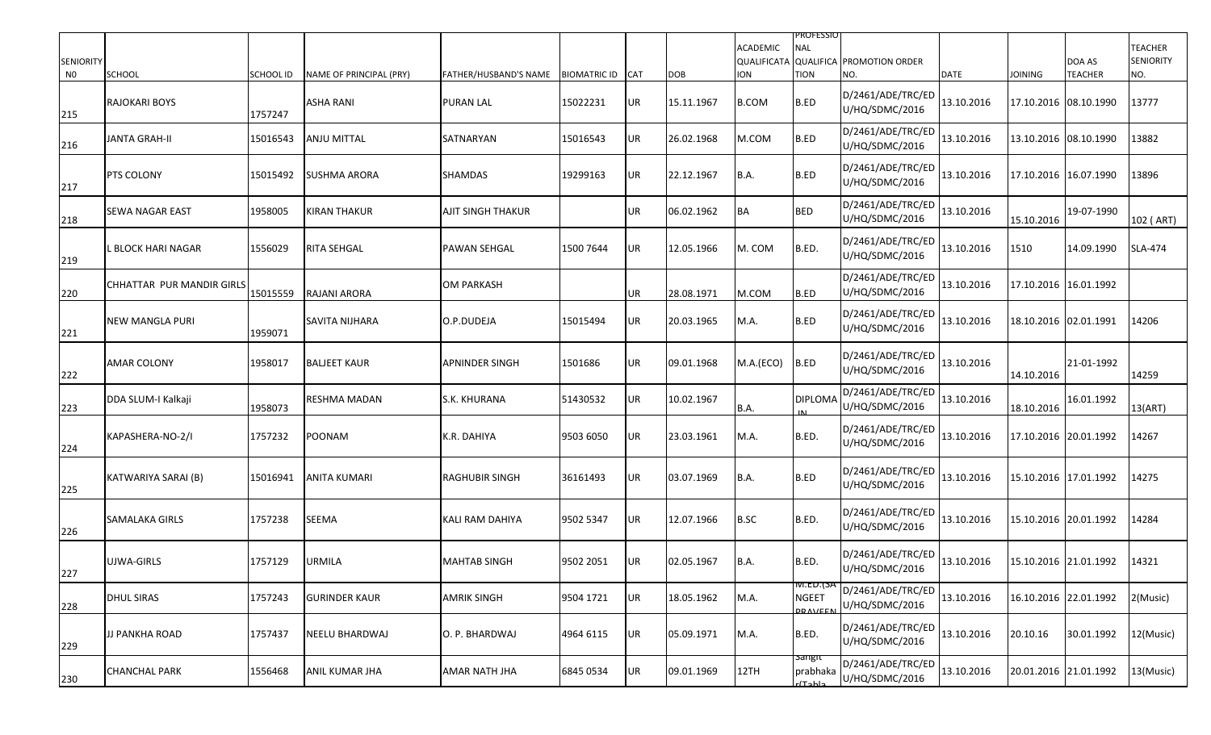| SENIORITY N0 | SCHOOL | SCHOOL ID | NAME OF PRINCIPAL (PRY) | FATHER/HUSBAND'S NAME | BIOMATRIC ID | CAT | DOB | ACADEMIC QUALIFICATION | PROFESSIONAL QUALIFICATION | PROMOTION ORDER NO. | DATE | JOINING | DOA AS TEACHER | TEACHER SENIORITY NO. |
|---|---|---|---|---|---|---|---|---|---|---|---|---|---|---|
| 215 | RAJOKARI BOYS | 1757247 | ASHA RANI | PURAN LAL | 15022231 | UR | 15.11.1967 | B.COM | B.ED | D/2461/ADE/TRC/EDU/HQ/SDMC/2016 | 13.10.2016 | 17.10.2016 | 08.10.1990 | 13777 |
| 216 | JANTA GRAH-II | 15016543 | ANJU MITTAL | SATNARYAN | 15016543 | UR | 26.02.1968 | M.COM | B.ED | D/2461/ADE/TRC/EDU/HQ/SDMC/2016 | 13.10.2016 | 13.10.2016 | 08.10.1990 | 13882 |
| 217 | PTS COLONY | 15015492 | SUSHMA ARORA | SHAMDAS | 19299163 | UR | 22.12.1967 | B.A. | B.ED | D/2461/ADE/TRC/EDU/HQ/SDMC/2016 | 13.10.2016 | 17.10.2016 | 16.07.1990 | 13896 |
| 218 | SEWA NAGAR EAST | 1958005 | KIRAN THAKUR | AJIT SINGH THAKUR | | UR | 06.02.1962 | BA | BED | D/2461/ADE/TRC/EDU/HQ/SDMC/2016 | 13.10.2016 | 15.10.2016 | 19-07-1990 | 102 ( ART) |
| 219 | L BLOCK HARI NAGAR | 1556029 | RITA SEHGAL | PAWAN SEHGAL | 1500 7644 | UR | 12.05.1966 | M. COM | B.ED. | D/2461/ADE/TRC/EDU/HQ/SDMC/2016 | 13.10.2016 | 1510 | 14.09.1990 | SLA-474 |
| 220 | CHHATTAR PUR MANDIR GIRLS | 15015559 | RAJANI ARORA | OM PARKASH | | UR | 28.08.1971 | M.COM | B.ED | D/2461/ADE/TRC/EDU/HQ/SDMC/2016 | 13.10.2016 | 17.10.2016 | 16.01.1992 | |
| 221 | NEW MANGLA PURI | 1959071 | SAVITA NIJHARA | O.P.DUDEJA | 15015494 | UR | 20.03.1965 | M.A. | B.ED | D/2461/ADE/TRC/EDU/HQ/SDMC/2016 | 13.10.2016 | 18.10.2016 | 02.01.1991 | 14206 |
| 222 | AMAR COLONY | 1958017 | BALJEET KAUR | APNINDER SINGH | 1501686 | UR | 09.01.1968 | M.A.(ECO) | B.ED | D/2461/ADE/TRC/EDU/HQ/SDMC/2016 | 13.10.2016 | 14.10.2016 | 21-01-1992 | 14259 |
| 223 | DDA SLUM-I Kalkaji | 1958073 | RESHMA MADAN | S.K. KHURANA | 51430532 | UR | 10.02.1967 | B.A. | DIPLOMA IN | D/2461/ADE/TRC/EDU/HQ/SDMC/2016 | 13.10.2016 | 18.10.2016 | 16.01.1992 | 13(ART) |
| 224 | KAPASHERA-NO-2/I | 1757232 | POONAM | K.R. DAHIYA | 9503 6050 | UR | 23.03.1961 | M.A. | B.ED. | D/2461/ADE/TRC/EDU/HQ/SDMC/2016 | 13.10.2016 | 17.10.2016 | 20.01.1992 | 14267 |
| 225 | KATWARIYA SARAI (B) | 15016941 | ANITA KUMARI | RAGHUBIR SINGH | 36161493 | UR | 03.07.1969 | B.A. | B.ED | D/2461/ADE/TRC/EDU/HQ/SDMC/2016 | 13.10.2016 | 15.10.2016 | 17.01.1992 | 14275 |
| 226 | SAMALAKA GIRLS | 1757238 | SEEMA | KALI RAM DAHIYA | 9502 5347 | UR | 12.07.1966 | B.SC | B.ED. | D/2461/ADE/TRC/EDU/HQ/SDMC/2016 | 13.10.2016 | 15.10.2016 | 20.01.1992 | 14284 |
| 227 | UJWA-GIRLS | 1757129 | URMILA | MAHTAB SINGH | 9502 2051 | UR | 02.05.1967 | B.A. | B.ED. | D/2461/ADE/TRC/EDU/HQ/SDMC/2016 | 13.10.2016 | 15.10.2016 | 21.01.1992 | 14321 |
| 228 | DHUL SIRAS | 1757243 | GURINDER KAUR | AMRIK SINGH | 9504 1721 | UR | 18.05.1962 | M.A. | M.ED.(SANGEET PRAVEEN | D/2461/ADE/TRC/EDU/HQ/SDMC/2016 | 13.10.2016 | 16.10.2016 | 22.01.1992 | 2(Music) |
| 229 | JJ PANKHA ROAD | 1757437 | NEELU BHARDWAJ | O. P. BHARDWAJ | 4964 6115 | UR | 05.09.1971 | M.A. | B.ED. | D/2461/ADE/TRC/EDU/HQ/SDMC/2016 | 13.10.2016 | 20.10.16 | 30.01.1992 | 12(Music) |
| 230 | CHANCHAL PARK | 1556468 | ANIL KUMAR JHA | AMAR NATH JHA | 6845 0534 | UR | 09.01.1969 | 12TH | Sangit prabhakar(Tabla | D/2461/ADE/TRC/EDU/HQ/SDMC/2016 | 13.10.2016 | 20.01.2016 | 21.01.1992 | 13(Music) |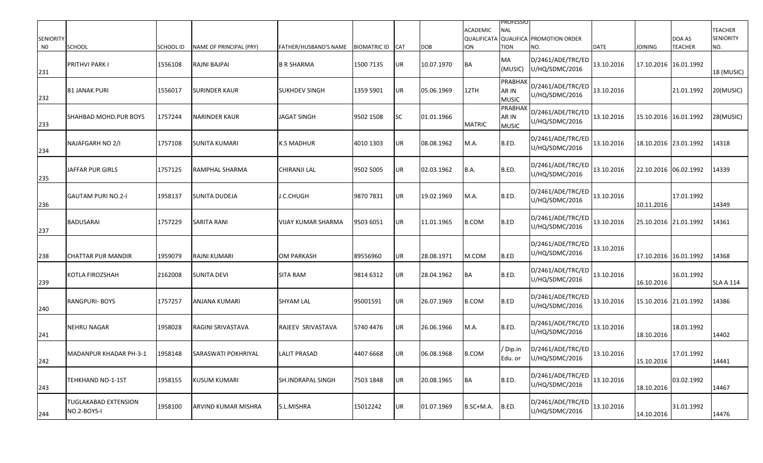| SENIORITY N0 | SCHOOL | SCHOOL ID | NAME OF PRINCIPAL (PRY) | FATHER/HUSBAND'S NAME | BIOMATRIC ID | CAT | DOB | ACADEMIC QUALIFICATION | PROFESSIONAL QUALIFICATION | PROMOTION ORDER NO. | DATE | JOINING | DOA AS TEACHER | TEACHER SENIORITY NO. |
|---|---|---|---|---|---|---|---|---|---|---|---|---|---|---|
| 231 | PRITHVI PARK I | 1556108 | RAJNI BAJPAI | B R SHARMA | 1500 7135 | UR | 10.07.1970 | BA | MA (MUSIC) | D/2461/ADE/TRC/EDU/HQ/SDMC/2016 | 13.10.2016 | 17.10.2016 | 16.01.1992 | 18 (MUSIC) |
| 232 | B1 JANAK PURI | 1556017 | SURINDER KAUR | SUKHDEV SINGH | 1359 5901 | UR | 05.06.1969 | 12TH | PRABHAKAR IN MUSIC | D/2461/ADE/TRC/EDU/HQ/SDMC/2016 | 13.10.2016 | | 21.01.1992 | 20(MUSIC) |
| 233 | SHAHBAD MOHD.PUR BOYS | 1757244 | NARINDER KAUR | JAGAT SINGH | 9502 1508 | SC | 01.01.1966 | MATRIC | PRABHAKAR IN MUSIC | D/2461/ADE/TRC/EDU/HQ/SDMC/2016 | 13.10.2016 | 15.10.2016 | 16.01.1992 | 28(MUSIC) |
| 234 | NAJAFGARH NO 2/I | 1757108 | SUNITA KUMARI | K.S MADHUR | 4010 1303 | UR | 08.08.1962 | M.A. | B.ED. | D/2461/ADE/TRC/EDU/HQ/SDMC/2016 | 13.10.2016 | 18.10.2016 | 23.01.1992 | 14318 |
| 235 | JAFFAR PUR GIRLS | 1757125 | RAMPHAL SHARMA | CHIRANJI LAL | 9502 5005 | UR | 02.03.1962 | B.A. | B.ED. | D/2461/ADE/TRC/EDU/HQ/SDMC/2016 | 13.10.2016 | 22.10.2016 | 06.02.1992 | 14339 |
| 236 | GAUTAM PURI NO.2-I | 1958137 | SUNITA DUDEJA | J.C.CHUGH | 9870 7831 | UR | 19.02.1969 | M.A. | B.ED. | D/2461/ADE/TRC/EDU/HQ/SDMC/2016 | 13.10.2016 | 10.11.2016 | 17.01.1992 | 14349 |
| 237 | BADUSARAI | 1757229 | SARITA RANI | VIJAY KUMAR SHARMA | 9503 6051 | UR | 11.01.1965 | B.COM | B.ED | D/2461/ADE/TRC/EDU/HQ/SDMC/2016 | 13.10.2016 | 25.10.2016 | 21.01.1992 | 14361 |
| 238 | CHATTAR PUR MANDIR | 1959079 | RAJNI KUMARI | OM PARKASH | 89556960 | UR | 28.08.1971 | M.COM | B.ED | D/2461/ADE/TRC/EDU/HQ/SDMC/2016 | 13.10.2016 | 17.10.2016 | 16.01.1992 | 14368 |
| 239 | KOTLA FIROZSHAH | 2162008 | SUNITA DEVI | SITA RAM | 9814 6312 | UR | 28.04.1962 | BA | B.ED. | D/2461/ADE/TRC/EDU/HQ/SDMC/2016 | 13.10.2016 | 16.10.2016 | 16.01.1992 | SLA A 114 |
| 240 | RANGPURI- BOYS | 1757257 | ANJANA KUMARI | SHYAM LAL | 95001591 | UR | 26.07.1969 | B.COM | B.ED | D/2461/ADE/TRC/EDU/HQ/SDMC/2016 | 13.10.2016 | 15.10.2016 | 21.01.1992 | 14386 |
| 241 | NEHRU NAGAR | 1958028 | RAGINI SRIVASTAVA | RAJEEV SRIVASTAVA | 5740 4476 | UR | 26.06.1966 | M.A. | B.ED. | D/2461/ADE/TRC/EDU/HQ/SDMC/2016 | 13.10.2016 | 18.10.2016 | 18.01.1992 | 14402 |
| 242 | MADANPUR KHADAR PH-3-1 | 1958148 | SARASWATI POKHRIYAL | LALIT PRASAD | 4407 6668 | UR | 06.08.1968 | B.COM | / Dip.in Edu. or | D/2461/ADE/TRC/EDU/HQ/SDMC/2016 | 13.10.2016 | 15.10.2016 | 17.01.1992 | 14441 |
| 243 | TEHKHAND NO-1-1ST | 1958155 | KUSUM KUMARI | SH.INDRAPAL SINGH | 7503 1848 | UR | 20.08.1965 | BA | B.ED. | D/2461/ADE/TRC/EDU/HQ/SDMC/2016 | 13.10.2016 | 18.10.2016 | 03.02.1992 | 14467 |
| 244 | TUGLAKABAD EXTENSION NO.2-BOYS-I | 1958100 | ARVIND KUMAR MISHRA | S.L.MISHRA | 15012242 | UR | 01.07.1969 | B.SC+M.A. | B.ED. | D/2461/ADE/TRC/EDU/HQ/SDMC/2016 | 13.10.2016 | 14.10.2016 | 31.01.1992 | 14476 |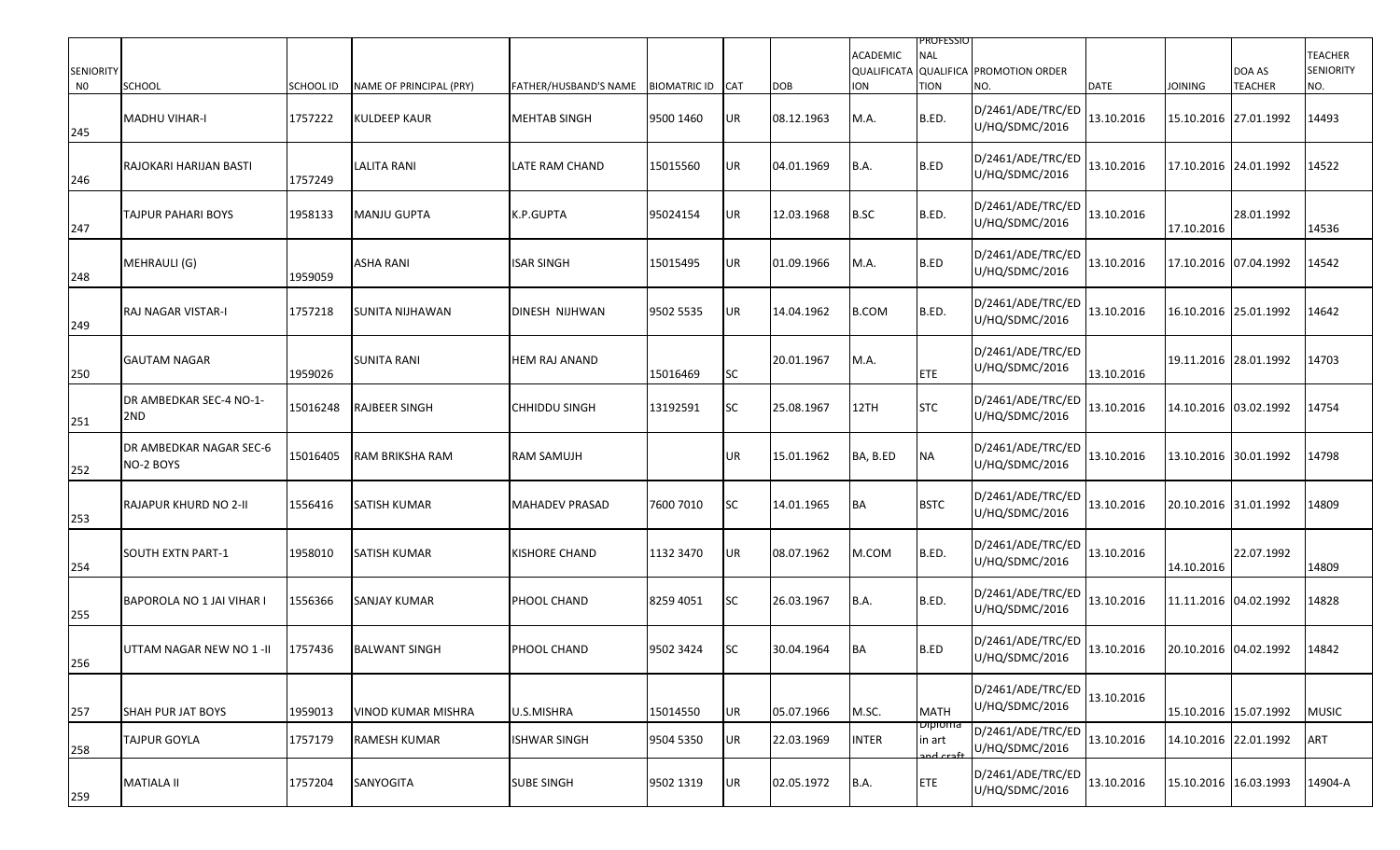| SENIORITY NO | SCHOOL | SCHOOL ID | NAME OF PRINCIPAL (PRY) | FATHER/HUSBAND'S NAME | BIOMATRIC ID | CAT | DOB | ACADEMIC QUALIFICATAION | PROFESSIONAL QUALIFICATION | PROMOTION ORDER NO. | DATE | JOINING | DOA AS TEACHER | TEACHER SENIORITY NO. |
|---|---|---|---|---|---|---|---|---|---|---|---|---|---|---|
| 245 | MADHU VIHAR-I | 1757222 | KULDEEP KAUR | MEHTAB SINGH | 9500 1460 | UR | 08.12.1963 | M.A. | B.ED. | D/2461/ADE/TRC/EDU/HQ/SDMC/2016 | 13.10.2016 | 15.10.2016 | 27.01.1992 | 14493 |
| 246 | RAJOKARI HARIJAN BASTI | 1757249 | LALITA RANI | LATE RAM CHAND | 15015560 | UR | 04.01.1969 | B.A. | B.ED | D/2461/ADE/TRC/EDU/HQ/SDMC/2016 | 13.10.2016 | 17.10.2016 | 24.01.1992 | 14522 |
| 247 | TAJPUR PAHARI BOYS | 1958133 | MANJU GUPTA | K.P.GUPTA | 95024154 | UR | 12.03.1968 | B.SC | B.ED. | D/2461/ADE/TRC/EDU/HQ/SDMC/2016 | 13.10.2016 | 17.10.2016 | 28.01.1992 | 14536 |
| 248 | MEHRAULI (G) | 1959059 | ASHA RANI | ISAR SINGH | 15015495 | UR | 01.09.1966 | M.A. | B.ED | D/2461/ADE/TRC/EDU/HQ/SDMC/2016 | 13.10.2016 | 17.10.2016 | 07.04.1992 | 14542 |
| 249 | RAJ NAGAR VISTAR-I | 1757218 | SUNITA NIJHAWAN | DINESH NIJHWAN | 9502 5535 | UR | 14.04.1962 | B.COM | B.ED. | D/2461/ADE/TRC/EDU/HQ/SDMC/2016 | 13.10.2016 | 16.10.2016 | 25.01.1992 | 14642 |
| 250 | GAUTAM NAGAR | 1959026 | SUNITA RANI | HEM RAJ ANAND | 15016469 | SC | 20.01.1967 | M.A. | ETE | D/2461/ADE/TRC/EDU/HQ/SDMC/2016 | 13.10.2016 | 19.11.2016 | 28.01.1992 | 14703 |
| 251 | DR AMBEDKAR SEC-4 NO-1-2ND | 15016248 | RAJBEER SINGH | CHHIDDU SINGH | 13192591 | SC | 25.08.1967 | 12TH | STC | D/2461/ADE/TRC/EDU/HQ/SDMC/2016 | 13.10.2016 | 14.10.2016 | 03.02.1992 | 14754 |
| 252 | DR AMBEDKAR NAGAR SEC-6 NO-2 BOYS | 15016405 | RAM BRIKSHA RAM | RAM SAMUJH | | UR | 15.01.1962 | BA, B.ED | NA | D/2461/ADE/TRC/EDU/HQ/SDMC/2016 | 13.10.2016 | 13.10.2016 | 30.01.1992 | 14798 |
| 253 | RAJAPUR KHURD NO 2-II | 1556416 | SATISH KUMAR | MAHADEV PRASAD | 7600 7010 | SC | 14.01.1965 | BA | BSTC | D/2461/ADE/TRC/EDU/HQ/SDMC/2016 | 13.10.2016 | 20.10.2016 | 31.01.1992 | 14809 |
| 254 | SOUTH EXTN PART-1 | 1958010 | SATISH KUMAR | KISHORE CHAND | 1132 3470 | UR | 08.07.1962 | M.COM | B.ED. | D/2461/ADE/TRC/EDU/HQ/SDMC/2016 | 13.10.2016 | 14.10.2016 | 22.07.1992 | 14809 |
| 255 | BAPOROLA NO 1 JAI VIHAR I | 1556366 | SANJAY KUMAR | PHOOL CHAND | 8259 4051 | SC | 26.03.1967 | B.A. | B.ED. | D/2461/ADE/TRC/EDU/HQ/SDMC/2016 | 13.10.2016 | 11.11.2016 | 04.02.1992 | 14828 |
| 256 | UTTAM NAGAR NEW NO 1 -II | 1757436 | BALWANT SINGH | PHOOL CHAND | 9502 3424 | SC | 30.04.1964 | BA | B.ED | D/2461/ADE/TRC/EDU/HQ/SDMC/2016 | 13.10.2016 | 20.10.2016 | 04.02.1992 | 14842 |
| 257 | SHAH PUR JAT BOYS | 1959013 | VINOD KUMAR MISHRA | U.S.MISHRA | 15014550 | UR | 05.07.1966 | M.SC. | MATH | D/2461/ADE/TRC/EDU/HQ/SDMC/2016 | 13.10.2016 | 15.10.2016 | 15.07.1992 | MUSIC |
| 258 | TAJPUR GOYLA | 1757179 | RAMESH KUMAR | ISHWAR SINGH | 9504 5350 | UR | 22.03.1969 | INTER | Diploma in art and craft | D/2461/ADE/TRC/EDU/HQ/SDMC/2016 | 13.10.2016 | 14.10.2016 | 22.01.1992 | ART |
| 259 | MATIALA II | 1757204 | SANYOGITA | SUBE SINGH | 9502 1319 | UR | 02.05.1972 | B.A. | ETE | D/2461/ADE/TRC/EDU/HQ/SDMC/2016 | 13.10.2016 | 15.10.2016 | 16.03.1993 | 14904-A |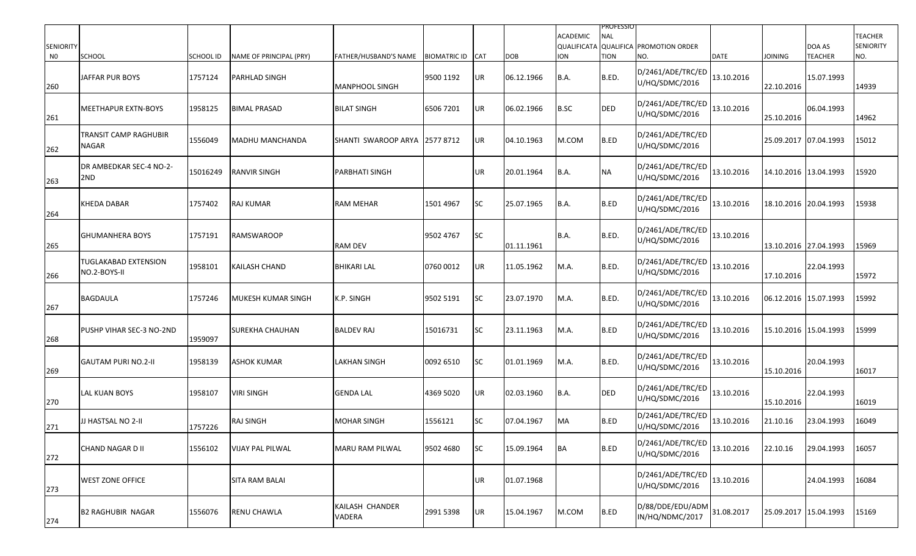| SENIORITY NO | SCHOOL | SCHOOL ID | NAME OF PRINCIPAL (PRY) | FATHER/HUSBAND'S NAME | BIOMATRIC ID | CAT | DOB | ACADEMIC QUALIFICATAION | PROFESSIONAL QUALIFICATION | PROMOTION ORDER NO. | DATE | JOINING | DOA AS TEACHER | TEACHER SENIORITY NO. |
|---|---|---|---|---|---|---|---|---|---|---|---|---|---|---|
| 260 | JAFFAR PUR BOYS | 1757124 | PARHLAD SINGH | MANPHOOL SINGH | 9500 1192 | UR | 06.12.1966 | B.A. | B.ED. | D/2461/ADE/TRC/EDU/HQ/SDMC/2016 | 13.10.2016 | 22.10.2016 | 15.07.1993 | 14939 |
| 261 | MEETHAPUR EXTN-BOYS | 1958125 | BIMAL PRASAD | BILAT SINGH | 6506 7201 | UR | 06.02.1966 | B.SC | DED | D/2461/ADE/TRC/EDU/HQ/SDMC/2016 | 13.10.2016 | 25.10.2016 | 06.04.1993 | 14962 |
| 262 | TRANSIT CAMP RAGHUBIR NAGAR | 1556049 | MADHU MANCHANDA | SHANTI SWAROOP ARYA | 2577 8712 | UR | 04.10.1963 | M.COM | B.ED | D/2461/ADE/TRC/EDU/HQ/SDMC/2016 | | 25.09.2017 | 07.04.1993 | 15012 |
| 263 | DR AMBEDKAR SEC-4 NO-2-2ND | 15016249 | RANVIR SINGH | PARBHATI SINGH | | UR | 20.01.1964 | B.A. | NA | D/2461/ADE/TRC/EDU/HQ/SDMC/2016 | 13.10.2016 | 14.10.2016 | 13.04.1993 | 15920 |
| 264 | KHEDA DABAR | 1757402 | RAJ KUMAR | RAM MEHAR | 1501 4967 | SC | 25.07.1965 | B.A. | B.ED | D/2461/ADE/TRC/EDU/HQ/SDMC/2016 | 13.10.2016 | 18.10.2016 | 20.04.1993 | 15938 |
| 265 | GHUMANHERA BOYS | 1757191 | RAMSWAROOP | RAM DEV | 9502 4767 | SC | 01.11.1961 | B.A. | B.ED. | D/2461/ADE/TRC/EDU/HQ/SDMC/2016 | 13.10.2016 | 13.10.2016 | 27.04.1993 | 15969 |
| 266 | TUGLAKABAD EXTENSION NO.2-BOYS-II | 1958101 | KAILASH CHAND | BHIKARI LAL | 0760 0012 | UR | 11.05.1962 | M.A. | B.ED. | D/2461/ADE/TRC/EDU/HQ/SDMC/2016 | 13.10.2016 | 17.10.2016 | 22.04.1993 | 15972 |
| 267 | BAGDAULA | 1757246 | MUKESH KUMAR SINGH | K.P. SINGH | 9502 5191 | SC | 23.07.1970 | M.A. | B.ED. | D/2461/ADE/TRC/EDU/HQ/SDMC/2016 | 13.10.2016 | 06.12.2016 | 15.07.1993 | 15992 |
| 268 | PUSHP VIHAR SEC-3 NO-2ND | 1959097 | SUREKHA CHAUHAN | BALDEV RAJ | 15016731 | SC | 23.11.1963 | M.A. | B.ED | D/2461/ADE/TRC/EDU/HQ/SDMC/2016 | 13.10.2016 | 15.10.2016 | 15.04.1993 | 15999 |
| 269 | GAUTAM PURI NO.2-II | 1958139 | ASHOK KUMAR | LAKHAN SINGH | 0092 6510 | SC | 01.01.1969 | M.A. | B.ED. | D/2461/ADE/TRC/EDU/HQ/SDMC/2016 | 13.10.2016 | 15.10.2016 | 20.04.1993 | 16017 |
| 270 | LAL KUAN BOYS | 1958107 | VIRI SINGH | GENDA LAL | 4369 5020 | UR | 02.03.1960 | B.A. | DED | D/2461/ADE/TRC/EDU/HQ/SDMC/2016 | 13.10.2016 | 15.10.2016 | 22.04.1993 | 16019 |
| 271 | JJ HASTSAL NO 2-II | 1757226 | RAJ SINGH | MOHAR SINGH | 1556121 | SC | 07.04.1967 | MA | B.ED | D/2461/ADE/TRC/EDU/HQ/SDMC/2016 | 13.10.2016 | 21.10.16 | 23.04.1993 | 16049 |
| 272 | CHAND NAGAR D II | 1556102 | VIJAY PAL PILWAL | MARU RAM PILWAL | 9502 4680 | SC | 15.09.1964 | BA | B.ED | D/2461/ADE/TRC/EDU/HQ/SDMC/2016 | 13.10.2016 | 22.10.16 | 29.04.1993 | 16057 |
| 273 | WEST ZONE OFFICE | | SITA RAM BALAI | | | UR | 01.07.1968 | | | D/2461/ADE/TRC/EDU/HQ/SDMC/2016 | 13.10.2016 | | 24.04.1993 | 16084 |
| 274 | B2 RAGHUBIR NAGAR | 1556076 | RENU CHAWLA | KAILASH CHANDER VADERA | 2991 5398 | UR | 15.04.1967 | M.COM | B.ED | D/88/DDE/EDU/ADMIN/HQ/NDMC/2017 | 31.08.2017 | 25.09.2017 | 15.04.1993 | 15169 |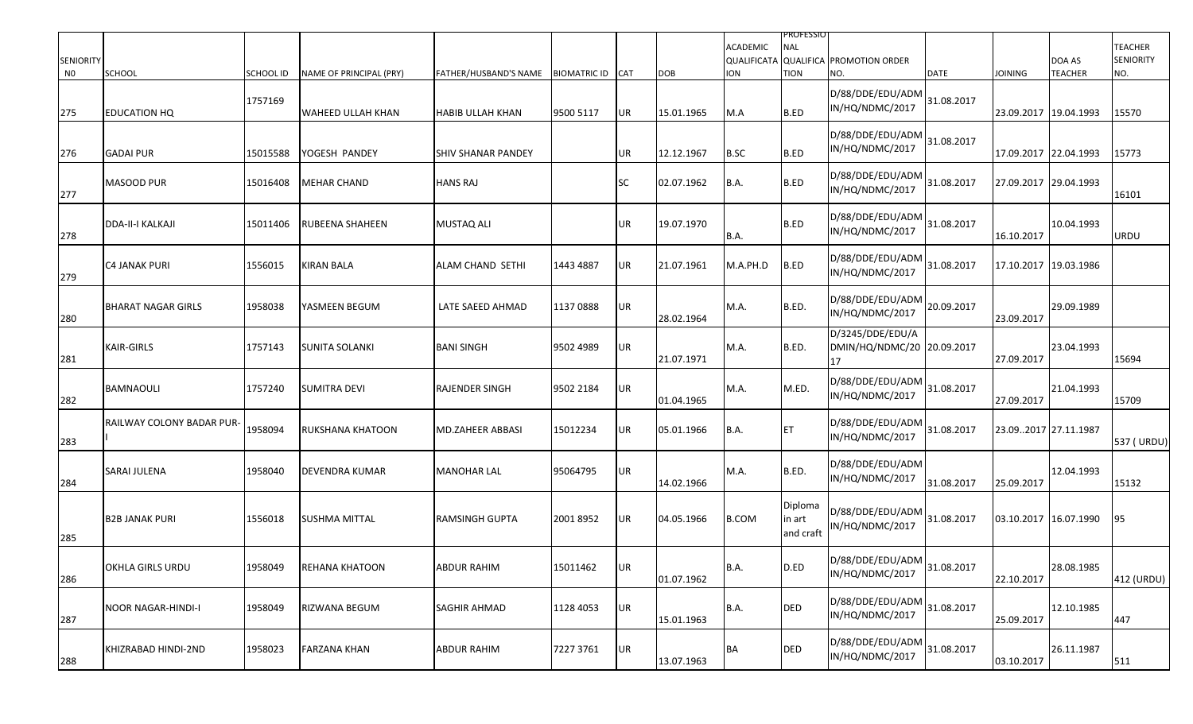| SENIORITY N0 | SCHOOL | SCHOOL ID | NAME OF PRINCIPAL (PRY) | FATHER/HUSBAND'S NAME | BIOMATRIC ID | CAT | DOB | ACADEMIC QUALIFICATAION | PROFESSIONAL QUALIFICATION | PROMOTION ORDER NO. | DATE | JOINING | DOA AS TEACHER | TEACHER SENIORITY NO. |
|---|---|---|---|---|---|---|---|---|---|---|---|---|---|---|
| 275 | EDUCATION HQ | 1757169 | WAHEED ULLAH KHAN | HABIB ULLAH KHAN | 9500 5117 | UR | 15.01.1965 | M.A | B.ED | D/88/DDE/EDU/ADMIN/HQ/NDMC/2017 | 31.08.2017 | 23.09.2017 | 19.04.1993 | 15570 |
| 276 | GADAI PUR | 15015588 | YOGESH PANDEY | SHIV SHANAR PANDEY | | UR | 12.12.1967 | B.SC | B.ED | D/88/DDE/EDU/ADMIN/HQ/NDMC/2017 | 31.08.2017 | 17.09.2017 | 22.04.1993 | 15773 |
| 277 | MASOOD PUR | 15016408 | MEHAR CHAND | HANS RAJ | | SC | 02.07.1962 | B.A. | B.ED | D/88/DDE/EDU/ADMIN/HQ/NDMC/2017 | 31.08.2017 | 27.09.2017 | 29.04.1993 | 16101 |
| 278 | DDA-II-I KALKAJI | 15011406 | RUBEENA SHAHEEN | MUSTAQ ALI | | UR | 19.07.1970 | B.A. | B.ED | D/88/DDE/EDU/ADMIN/HQ/NDMC/2017 | 31.08.2017 | 16.10.2017 | 10.04.1993 | URDU |
| 279 | C4 JANAK PURI | 1556015 | KIRAN BALA | ALAM CHAND SETHI | 1443 4887 | UR | 21.07.1961 | M.A.PH.D | B.ED | D/88/DDE/EDU/ADMIN/HQ/NDMC/2017 | 31.08.2017 | 17.10.2017 | 19.03.1986 | |
| 280 | BHARAT NAGAR GIRLS | 1958038 | YASMEEN BEGUM | LATE SAEED AHMAD | 1137 0888 | UR | 28.02.1964 | M.A. | B.ED. | D/88/DDE/EDU/ADMIN/HQ/NDMC/2017 | 20.09.2017 | 23.09.2017 | 29.09.1989 | |
| 281 | KAIR-GIRLS | 1757143 | SUNITA SOLANKI | BANI SINGH | 9502 4989 | UR | 21.07.1971 | M.A. | B.ED. | D/3245/DDE/EDU/ADMIN/HQ/NDMC/2017 | 20.09.2017 | 27.09.2017 | 23.04.1993 | 15694 |
| 282 | BAMNAOULI | 1757240 | SUMITRA DEVI | RAJENDER SINGH | 9502 2184 | UR | 01.04.1965 | M.A. | M.ED. | D/88/DDE/EDU/ADMIN/HQ/NDMC/2017 | 31.08.2017 | 27.09.2017 | 21.04.1993 | 15709 |
| 283 | RAILWAY COLONY BADAR PUR-I | 1958094 | RUKSHANA KHATOON | MD.ZAHEER ABBASI | 15012234 | UR | 05.01.1966 | B.A. | ET | D/88/DDE/EDU/ADMIN/HQ/NDMC/2017 | 31.08.2017 | 23.09..2017 | 27.11.1987 | 537 ( URDU) |
| 284 | SARAI JULENA | 1958040 | DEVENDRA KUMAR | MANOHAR LAL | 95064795 | UR | 14.02.1966 | M.A. | B.ED. | D/88/DDE/EDU/ADMIN/HQ/NDMC/2017 | 31.08.2017 | 25.09.2017 | 12.04.1993 | 15132 |
| 285 | B2B JANAK PURI | 1556018 | SUSHMA MITTAL | RAMSINGH GUPTA | 2001 8952 | UR | 04.05.1966 | B.COM | Diploma in art and craft | D/88/DDE/EDU/ADMIN/HQ/NDMC/2017 | 31.08.2017 | 03.10.2017 | 16.07.1990 | 95 |
| 286 | OKHLA GIRLS URDU | 1958049 | REHANA KHATOON | ABDUR RAHIM | 15011462 | UR | 01.07.1962 | B.A. | D.ED | D/88/DDE/EDU/ADMIN/HQ/NDMC/2017 | 31.08.2017 | 22.10.2017 | 28.08.1985 | 412 (URDU) |
| 287 | NOOR NAGAR-HINDI-I | 1958049 | RIZWANA BEGUM | SAGHIR AHMAD | 1128 4053 | UR | 15.01.1963 | B.A. | DED | D/88/DDE/EDU/ADMIN/HQ/NDMC/2017 | 31.08.2017 | 25.09.2017 | 12.10.1985 | 447 |
| 288 | KHIZRABAD HINDI-2ND | 1958023 | FARZANA KHAN | ABDUR RAHIM | 7227 3761 | UR | 13.07.1963 | BA | DED | D/88/DDE/EDU/ADMIN/HQ/NDMC/2017 | 31.08.2017 | 03.10.2017 | 26.11.1987 | 511 |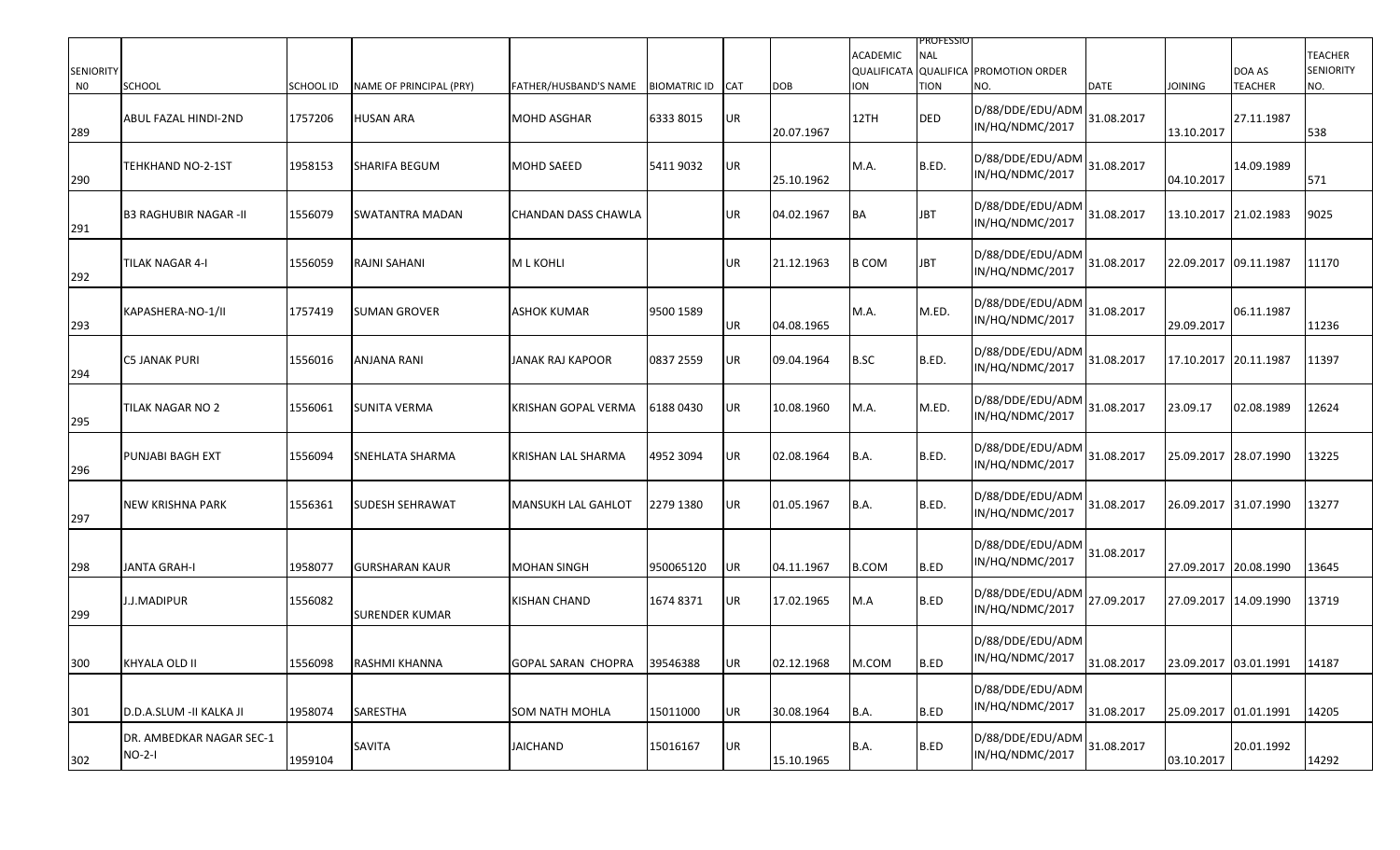| SENIORITY N0 | SCHOOL | SCHOOL ID | NAME OF PRINCIPAL (PRY) | FATHER/HUSBAND'S NAME | BIOMATRIC ID | CAT | DOB | ACADEMIC QUALIFICATION | PROFESSIONAL QUALIFICATION | PROMOTION ORDER NO. | DATE | JOINING | DOA AS TEACHER | TEACHER SENIORITY NO. |
|---|---|---|---|---|---|---|---|---|---|---|---|---|---|---|
| 289 | ABUL FAZAL HINDI-2ND | 1757206 | HUSAN ARA | MOHD ASGHAR | 6333 8015 | UR | 20.07.1967 | 12TH | DED | D/88/DDE/EDU/ADM IN/HQ/NDMC/2017 | 31.08.2017 | 13.10.2017 | 27.11.1987 | 538 |
| 290 | TEHKHAND NO-2-1ST | 1958153 | SHARIFA BEGUM | MOHD SAEED | 5411 9032 | UR | 25.10.1962 | M.A. | B.ED. | D/88/DDE/EDU/ADM IN/HQ/NDMC/2017 | 31.08.2017 | 04.10.2017 | 14.09.1989 | 571 |
| 291 | B3 RAGHUBIR NAGAR -II | 1556079 | SWATANTRA MADAN | CHANDAN DASS CHAWLA | | UR | 04.02.1967 | BA | JBT | D/88/DDE/EDU/ADM IN/HQ/NDMC/2017 | 31.08.2017 | 13.10.2017 | 21.02.1983 | 9025 |
| 292 | TILAK NAGAR 4-I | 1556059 | RAJNI SAHANI | M L KOHLI | | UR | 21.12.1963 | B COM | JBT | D/88/DDE/EDU/ADM IN/HQ/NDMC/2017 | 31.08.2017 | 22.09.2017 | 09.11.1987 | 11170 |
| 293 | KAPASHERA-NO-1/II | 1757419 | SUMAN GROVER | ASHOK KUMAR | 9500 1589 | UR | 04.08.1965 | M.A. | M.ED. | D/88/DDE/EDU/ADM IN/HQ/NDMC/2017 | 31.08.2017 | 29.09.2017 | 06.11.1987 | 11236 |
| 294 | C5 JANAK PURI | 1556016 | ANJANA RANI | JANAK RAJ KAPOOR | 0837 2559 | UR | 09.04.1964 | B.SC | B.ED. | D/88/DDE/EDU/ADM IN/HQ/NDMC/2017 | 31.08.2017 | 17.10.2017 | 20.11.1987 | 11397 |
| 295 | TILAK NAGAR NO 2 | 1556061 | SUNITA VERMA | KRISHAN GOPAL VERMA | 6188 0430 | UR | 10.08.1960 | M.A. | M.ED. | D/88/DDE/EDU/ADM IN/HQ/NDMC/2017 | 31.08.2017 | 23.09.17 | 02.08.1989 | 12624 |
| 296 | PUNJABI BAGH EXT | 1556094 | SNEHLATA SHARMA | KRISHAN LAL SHARMA | 4952 3094 | UR | 02.08.1964 | B.A. | B.ED. | D/88/DDE/EDU/ADM IN/HQ/NDMC/2017 | 31.08.2017 | 25.09.2017 | 28.07.1990 | 13225 |
| 297 | NEW KRISHNA PARK | 1556361 | SUDESH SEHRAWAT | MANSUKH LAL GAHLOT | 2279 1380 | UR | 01.05.1967 | B.A. | B.ED. | D/88/DDE/EDU/ADM IN/HQ/NDMC/2017 | 31.08.2017 | 26.09.2017 | 31.07.1990 | 13277 |
| 298 | JANTA GRAH-I | 1958077 | GURSHARAN KAUR | MOHAN SINGH | 950065120 | UR | 04.11.1967 | B.COM | B.ED | D/88/DDE/EDU/ADM IN/HQ/NDMC/2017 | 31.08.2017 | 27.09.2017 | 20.08.1990 | 13645 |
| 299 | J.J.MADIPUR | 1556082 | SURENDER KUMAR | KISHAN CHAND | 1674 8371 | UR | 17.02.1965 | M.A | B.ED | D/88/DDE/EDU/ADM IN/HQ/NDMC/2017 | 27.09.2017 | 27.09.2017 | 14.09.1990 | 13719 |
| 300 | KHYALA OLD II | 1556098 | RASHMI KHANNA | GOPAL SARAN CHOPRA | 39546388 | UR | 02.12.1968 | M.COM | B.ED | D/88/DDE/EDU/ADM IN/HQ/NDMC/2017 | 31.08.2017 | 23.09.2017 | 03.01.1991 | 14187 |
| 301 | D.D.A.SLUM -II KALKA JI | 1958074 | SARESTHA | SOM NATH MOHLA | 15011000 | UR | 30.08.1964 | B.A. | B.ED | D/88/DDE/EDU/ADM IN/HQ/NDMC/2017 | 31.08.2017 | 25.09.2017 | 01.01.1991 | 14205 |
| 302 | DR. AMBEDKAR NAGAR SEC-1 NO-2-I | 1959104 | SAVITA | JAICHAND | 15016167 | UR | 15.10.1965 | B.A. | B.ED | D/88/DDE/EDU/ADM IN/HQ/NDMC/2017 | 31.08.2017 | 03.10.2017 | 20.01.1992 | 14292 |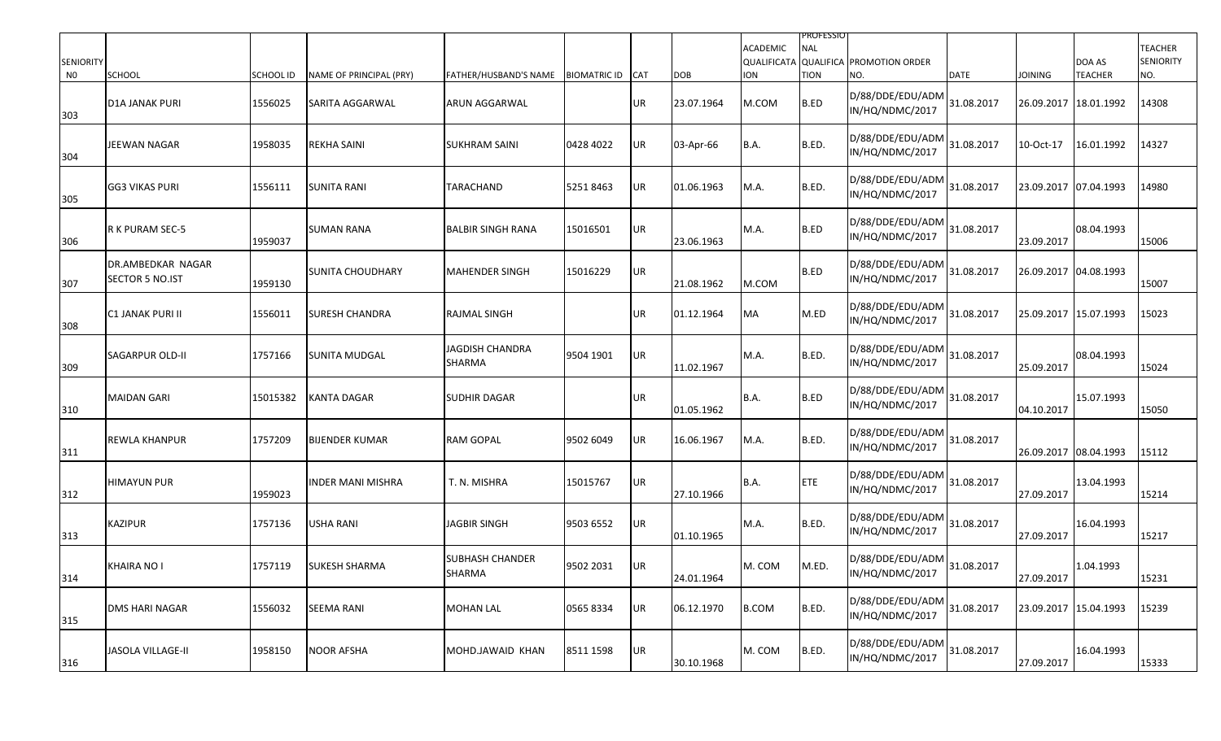| SENIORITY N0 | SCHOOL | SCHOOL ID | NAME OF PRINCIPAL (PRY) | FATHER/HUSBAND'S NAME | BIOMATRIC ID | CAT | DOB | ACADEMIC QUALIFICATION | PROFESSIONAL QUALIFICATION | PROMOTION ORDER NO. | DATE | JOINING | DOA AS TEACHER | TEACHER SENIORITY NO. |
|---|---|---|---|---|---|---|---|---|---|---|---|---|---|---|
| 303 | D1A JANAK PURI | 1556025 | SARITA AGGARWAL | ARUN AGGARWAL | | UR | 23.07.1964 | M.COM | B.ED | D/88/DDE/EDU/ADMIN/HQ/NDMC/2017 | 31.08.2017 | 26.09.2017 | 18.01.1992 | 14308 |
| 304 | JEEWAN NAGAR | 1958035 | REKHA SAINI | SUKHRAM SAINI | 0428 4022 | UR | 03-Apr-66 | B.A. | B.ED. | D/88/DDE/EDU/ADMIN/HQ/NDMC/2017 | 31.08.2017 | 10-Oct-17 | 16.01.1992 | 14327 |
| 305 | GG3 VIKAS PURI | 1556111 | SUNITA RANI | TARACHAND | 5251 8463 | UR | 01.06.1963 | M.A. | B.ED. | D/88/DDE/EDU/ADMIN/HQ/NDMC/2017 | 31.08.2017 | 23.09.2017 | 07.04.1993 | 14980 |
| 306 | R K PURAM SEC-5 | 1959037 | SUMAN RANA | BALBIR SINGH RANA | 15016501 | UR | 23.06.1963 | M.A. | B.ED | D/88/DDE/EDU/ADMIN/HQ/NDMC/2017 | 31.08.2017 | 23.09.2017 | 08.04.1993 | 15006 |
| 307 | DR.AMBEDKAR NAGAR SECTOR 5 NO.IST | 1959130 | SUNITA CHOUDHARY | MAHENDER SINGH | 15016229 | UR | 21.08.1962 | M.COM | B.ED | D/88/DDE/EDU/ADMIN/HQ/NDMC/2017 | 31.08.2017 | 26.09.2017 | 04.08.1993 | 15007 |
| 308 | C1 JANAK PURI II | 1556011 | SURESH CHANDRA | RAJMAL SINGH | | UR | 01.12.1964 | MA | M.ED | D/88/DDE/EDU/ADMIN/HQ/NDMC/2017 | 31.08.2017 | 25.09.2017 | 15.07.1993 | 15023 |
| 309 | SAGARPUR OLD-II | 1757166 | SUNITA MUDGAL | JAGDISH CHANDRA SHARMA | 9504 1901 | UR | 11.02.1967 | M.A. | B.ED. | D/88/DDE/EDU/ADMIN/HQ/NDMC/2017 | 31.08.2017 | 25.09.2017 | 08.04.1993 | 15024 |
| 310 | MAIDAN GARI | 15015382 | KANTA DAGAR | SUDHIR DAGAR | | UR | 01.05.1962 | B.A. | B.ED | D/88/DDE/EDU/ADMIN/HQ/NDMC/2017 | 31.08.2017 | 04.10.2017 | 15.07.1993 | 15050 |
| 311 | REWLA KHANPUR | 1757209 | BIJENDER KUMAR | RAM GOPAL | 9502 6049 | UR | 16.06.1967 | M.A. | B.ED. | D/88/DDE/EDU/ADMIN/HQ/NDMC/2017 | 31.08.2017 | 26.09.2017 | 08.04.1993 | 15112 |
| 312 | HIMAYUN PUR | 1959023 | INDER MANI MISHRA | T. N. MISHRA | 15015767 | UR | 27.10.1966 | B.A. | ETE | D/88/DDE/EDU/ADMIN/HQ/NDMC/2017 | 31.08.2017 | 27.09.2017 | 13.04.1993 | 15214 |
| 313 | KAZIPUR | 1757136 | USHA RANI | JAGBIR SINGH | 9503 6552 | UR | 01.10.1965 | M.A. | B.ED. | D/88/DDE/EDU/ADMIN/HQ/NDMC/2017 | 31.08.2017 | 27.09.2017 | 16.04.1993 | 15217 |
| 314 | KHAIRA NO I | 1757119 | SUKESH SHARMA | SUBHASH CHANDER SHARMA | 9502 2031 | UR | 24.01.1964 | M. COM | M.ED. | D/88/DDE/EDU/ADMIN/HQ/NDMC/2017 | 31.08.2017 | 27.09.2017 | 1.04.1993 | 15231 |
| 315 | DMS HARI NAGAR | 1556032 | SEEMA RANI | MOHAN LAL | 0565 8334 | UR | 06.12.1970 | B.COM | B.ED. | D/88/DDE/EDU/ADMIN/HQ/NDMC/2017 | 31.08.2017 | 23.09.2017 | 15.04.1993 | 15239 |
| 316 | JASOLA VILLAGE-II | 1958150 | NOOR AFSHA | MOHD.JAWAID KHAN | 8511 1598 | UR | 30.10.1968 | M. COM | B.ED. | D/88/DDE/EDU/ADMIN/HQ/NDMC/2017 | 31.08.2017 | 27.09.2017 | 16.04.1993 | 15333 |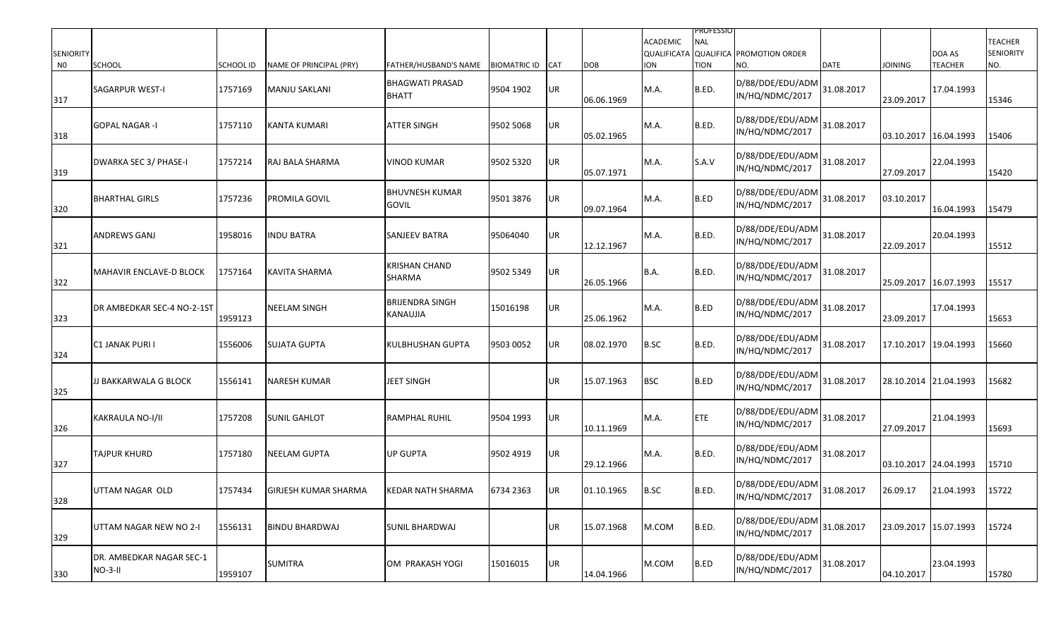| SENIORITY NO | SCHOOL | SCHOOL ID | NAME OF PRINCIPAL (PRY) | FATHER/HUSBAND'S NAME | BIOMATRIC ID | CAT | DOB | ACADEMIC QUALIFICATION | PROFESSIONAL QUALIFICATION | PROMOTION ORDER NO. | DATE | JOINING | DOA AS TEACHER | TEACHER SENIORITY NO. |
|---|---|---|---|---|---|---|---|---|---|---|---|---|---|---|
| 317 | SAGARPUR WEST-I | 1757169 | MANJU SAKLANI | BHAGWATI PRASAD BHATT | 9504 1902 | UR | 06.06.1969 | M.A. | B.ED. | D/88/DDE/EDU/ADMIN/HQ/NDMC/2017 | 31.08.2017 | 23.09.2017 | 17.04.1993 | 15346 |
| 318 | GOPAL NAGAR -I | 1757110 | KANTA KUMARI | ATTER SINGH | 9502 5068 | UR | 05.02.1965 | M.A. | B.ED. | D/88/DDE/EDU/ADMIN/HQ/NDMC/2017 | 31.08.2017 | 03.10.2017 | 16.04.1993 | 15406 |
| 319 | DWARKA SEC 3/ PHASE-I | 1757214 | RAJ BALA SHARMA | VINOD KUMAR | 9502 5320 | UR | 05.07.1971 | M.A. | S.A.V | D/88/DDE/EDU/ADMIN/HQ/NDMC/2017 | 31.08.2017 | 27.09.2017 | 22.04.1993 | 15420 |
| 320 | BHARTHAL GIRLS | 1757236 | PROMILA GOVIL | BHUVNESH KUMAR GOVIL | 9501 3876 | UR | 09.07.1964 | M.A. | B.ED | D/88/DDE/EDU/ADMIN/HQ/NDMC/2017 | 31.08.2017 | 03.10.2017 | 16.04.1993 | 15479 |
| 321 | ANDREWS GANJ | 1958016 | INDU BATRA | SANJEEV BATRA | 95064040 | UR | 12.12.1967 | M.A. | B.ED. | D/88/DDE/EDU/ADMIN/HQ/NDMC/2017 | 31.08.2017 | 22.09.2017 | 20.04.1993 | 15512 |
| 322 | MAHAVIR ENCLAVE-D BLOCK | 1757164 | KAVITA SHARMA | KRISHAN CHAND SHARMA | 9502 5349 | UR | 26.05.1966 | B.A. | B.ED. | D/88/DDE/EDU/ADMIN/HQ/NDMC/2017 | 31.08.2017 | 25.09.2017 | 16.07.1993 | 15517 |
| 323 | DR AMBEDKAR SEC-4 NO-2-1ST | 1959123 | NEELAM SINGH | BRIJENDRA SINGH KANAUJIA | 15016198 | UR | 25.06.1962 | M.A. | B.ED | D/88/DDE/EDU/ADMIN/HQ/NDMC/2017 | 31.08.2017 | 23.09.2017 | 17.04.1993 | 15653 |
| 324 | C1 JANAK PURI I | 1556006 | SUJATA GUPTA | KULBHUSHAN GUPTA | 9503 0052 | UR | 08.02.1970 | B.SC | B.ED. | D/88/DDE/EDU/ADMIN/HQ/NDMC/2017 | 31.08.2017 | 17.10.2017 | 19.04.1993 | 15660 |
| 325 | JJ BAKKARWALA G BLOCK | 1556141 | NARESH KUMAR | JEET SINGH | | UR | 15.07.1963 | BSC | B.ED | D/88/DDE/EDU/ADMIN/HQ/NDMC/2017 | 31.08.2017 | 28.10.2014 | 21.04.1993 | 15682 |
| 326 | KAKRAULA NO-I/II | 1757208 | SUNIL GAHLOT | RAMPHAL RUHIL | 9504 1993 | UR | 10.11.1969 | M.A. | ETE | D/88/DDE/EDU/ADMIN/HQ/NDMC/2017 | 31.08.2017 | 27.09.2017 | 21.04.1993 | 15693 |
| 327 | TAJPUR KHURD | 1757180 | NEELAM GUPTA | UP GUPTA | 9502 4919 | UR | 29.12.1966 | M.A. | B.ED. | D/88/DDE/EDU/ADMIN/HQ/NDMC/2017 | 31.08.2017 | 03.10.2017 | 24.04.1993 | 15710 |
| 328 | UTTAM NAGAR OLD | 1757434 | GIRJESH KUMAR SHARMA | KEDAR NATH SHARMA | 6734 2363 | UR | 01.10.1965 | B.SC | B.ED. | D/88/DDE/EDU/ADMIN/HQ/NDMC/2017 | 31.08.2017 | 26.09.17 | 21.04.1993 | 15722 |
| 329 | UTTAM NAGAR NEW NO 2-I | 1556131 | BINDU BHARDWAJ | SUNIL BHARDWAJ | | UR | 15.07.1968 | M.COM | B.ED. | D/88/DDE/EDU/ADMIN/HQ/NDMC/2017 | 31.08.2017 | 23.09.2017 | 15.07.1993 | 15724 |
| 330 | DR. AMBEDKAR NAGAR SEC-1 NO-3-II | 1959107 | SUMITRA | OM PRAKASH YOGI | 15016015 | UR | 14.04.1966 | M.COM | B.ED | D/88/DDE/EDU/ADMIN/HQ/NDMC/2017 | 31.08.2017 | 04.10.2017 | 23.04.1993 | 15780 |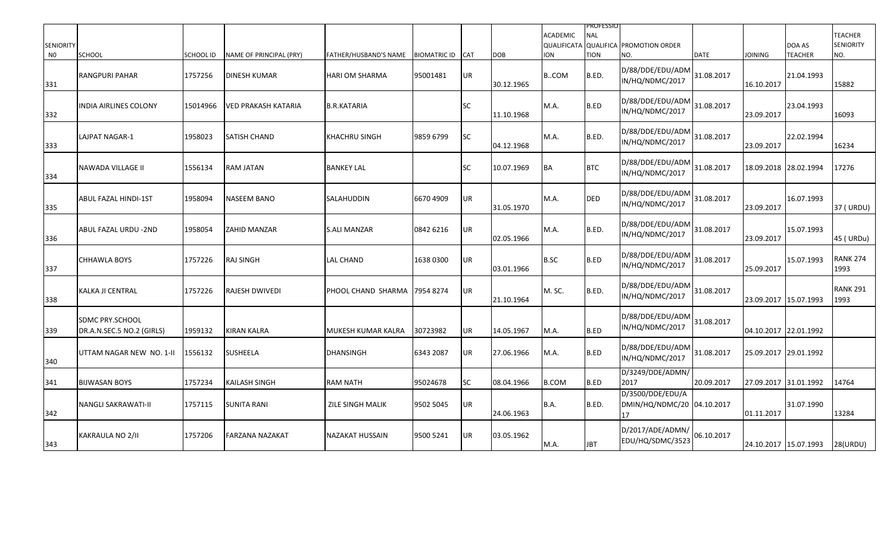| SENIORITY N0 | SCHOOL | SCHOOL ID | NAME OF PRINCIPAL (PRY) | FATHER/HUSBAND'S NAME | BIOMATRIC ID | CAT | DOB | ACADEMIC QUALIFICATAION | PROFESSIONAL QUALIFICATION | PROMOTION ORDER NO. | DATE | JOINING | DOA AS TEACHER | TEACHER SENIORITY NO. |
|---|---|---|---|---|---|---|---|---|---|---|---|---|---|---|
| 331 | RANGPURI PAHAR | 1757256 | DINESH KUMAR | HARI OM SHARMA | 95001481 | UR | 30.12.1965 | B..COM | B.ED. | D/88/DDE/EDU/ADMIN/HQ/NDMC/2017 | 31.08.2017 | 16.10.2017 | 21.04.1993 | 15882 |
| 332 | INDIA AIRLINES COLONY | 15014966 | VED PRAKASH KATARIA | B.R.KATARIA | | SC | 11.10.1968 | M.A. | B.ED | D/88/DDE/EDU/ADMIN/HQ/NDMC/2017 | 31.08.2017 | 23.09.2017 | 23.04.1993 | 16093 |
| 333 | LAJPAT NAGAR-1 | 1958023 | SATISH CHAND | KHACHRU SINGH | 9859 6799 | SC | 04.12.1968 | M.A. | B.ED. | D/88/DDE/EDU/ADMIN/HQ/NDMC/2017 | 31.08.2017 | 23.09.2017 | 22.02.1994 | 16234 |
| 334 | NAWADA VILLAGE II | 1556134 | RAM JATAN | BANKEY LAL | | SC | 10.07.1969 | BA | BTC | D/88/DDE/EDU/ADMIN/HQ/NDMC/2017 | 31.08.2017 | 18.09.2018 | 28.02.1994 | 17276 |
| 335 | ABUL FAZAL HINDI-1ST | 1958094 | NASEEM BANO | SALAHUDDIN | 6670 4909 | UR | 31.05.1970 | M.A. | DED | D/88/DDE/EDU/ADMIN/HQ/NDMC/2017 | 31.08.2017 | 23.09.2017 | 16.07.1993 | 37 ( URDU) |
| 336 | ABUL FAZAL URDU -2ND | 1958054 | ZAHID MANZAR | S.ALI MANZAR | 0842 6216 | UR | 02.05.1966 | M.A. | B.ED. | D/88/DDE/EDU/ADMIN/HQ/NDMC/2017 | 31.08.2017 | 23.09.2017 | 15.07.1993 | 45 ( URDu) |
| 337 | CHHAWLA BOYS | 1757226 | RAJ SINGH | LAL CHAND | 1638 0300 | UR | 03.01.1966 | B.SC | B.ED | D/88/DDE/EDU/ADMIN/HQ/NDMC/2017 | 31.08.2017 | 25.09.2017 | 15.07.1993 | RANK 274 1993 |
| 338 | KALKA JI CENTRAL | 1757226 | RAJESH DWIVEDI | PHOOL CHAND SHARMA | 7954 8274 | UR | 21.10.1964 | M. SC. | B.ED. | D/88/DDE/EDU/ADMIN/HQ/NDMC/2017 | 31.08.2017 | 23.09.2017 | 15.07.1993 | RANK 291 1993 |
| 339 | SDMC PRY.SCHOOL DR.A.N.SEC.5 NO.2 (GIRLS) | 1959132 | KIRAN KALRA | MUKESH KUMAR KALRA | 30723982 | UR | 14.05.1967 | M.A. | B.ED | D/88/DDE/EDU/ADMIN/HQ/NDMC/2017 | 31.08.2017 | 04.10.2017 | 22.01.1992 | |
| 340 | UTTAM NAGAR NEW NO. 1-II | 1556132 | SUSHEELA | DHANSINGH | 6343 2087 | UR | 27.06.1966 | M.A. | B.ED | D/88/DDE/EDU/ADMIN/HQ/NDMC/2017 | 31.08.2017 | 25.09.2017 | 29.01.1992 | |
| 341 | BIJWASAN BOYS | 1757234 | KAILASH SINGH | RAM NATH | 95024678 | SC | 08.04.1966 | B.COM | B.ED | D/3249/DDE/ADMN/2017 | 20.09.2017 | 27.09.2017 | 31.01.1992 | 14764 |
| 342 | NANGLI SAKRAWATI-II | 1757115 | SUNITA RANI | ZILE SINGH MALIK | 9502 5045 | UR | 24.06.1963 | B.A. | B.ED. | D/3500/DDE/EDU/ADMIN/HQ/NDMC/2017 | 04.10.2017 | 01.11.2017 | 31.07.1990 | 13284 |
| 343 | KAKRAULA NO 2/II | 1757206 | FARZANA NAZAKAT | NAZAKAT HUSSAIN | 9500 5241 | UR | 03.05.1962 | M.A. | JBT | D/2017/ADE/ADMN/EDU/HQ/SDMC/3523 | 06.10.2017 | 24.10.2017 | 15.07.1993 | 28(URDU) |